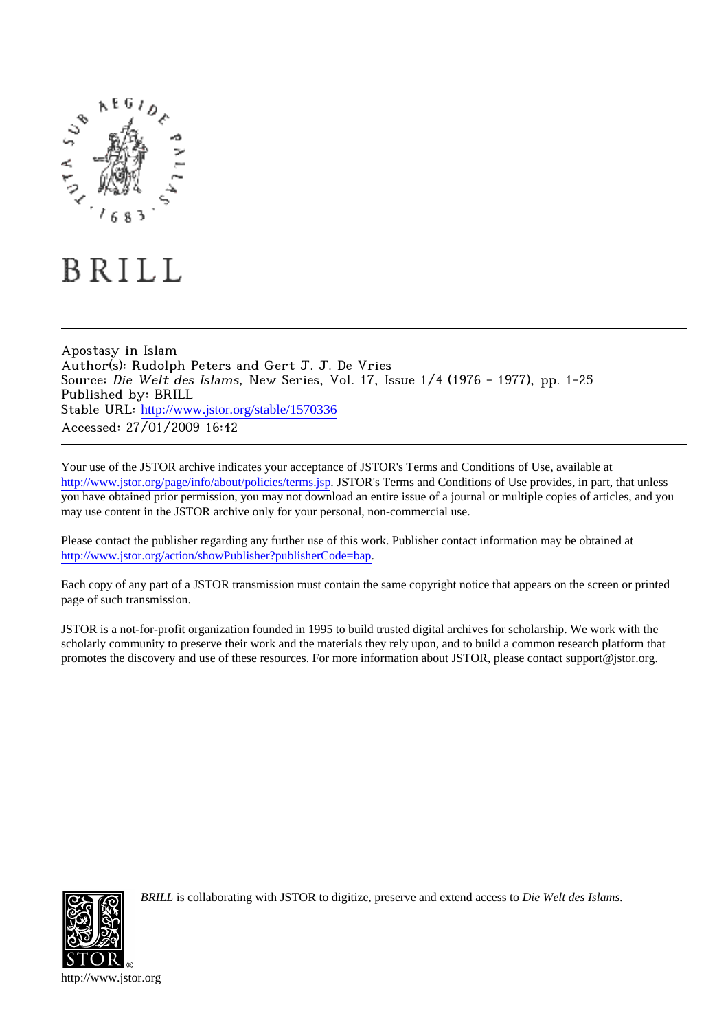BRILL

Apostasy in Islam
Author(s): Rudolph Peters and Gert J. J. De Vries
Source: *Die Welt des Islams*, New Series, Vol. 17, Issue 1/4 (1976 - 1977), pp. 1-25
Published by: BRILL
Stable URL: http://www.jstor.org/stable/1570336
Accessed: 27/01/2009 16:42

Your use of the JSTOR archive indicates your acceptance of JSTOR's Terms and Conditions of Use, available at http://www.jstor.org/page/info/about/policies/terms.jsp. JSTOR's Terms and Conditions of Use provides, in part, that unless you have obtained prior permission, you may not download an entire issue of a journal or multiple copies of articles, and you may use content in the JSTOR archive only for your personal, non-commercial use.

Please contact the publisher regarding any further use of this work. Publisher contact information may be obtained at http://www.jstor.org/action/showPublisher?publisherCode=bap.

Each copy of any part of a JSTOR transmission must contain the same copyright notice that appears on the screen or printed page of such transmission.

JSTOR is a not-for-profit organization founded in 1995 to build trusted digital archives for scholarship. We work with the scholarly community to preserve their work and the materials they rely upon, and to build a common research platform that promotes the discovery and use of these resources. For more information about JSTOR, please contact support@jstor.org.

*BRILL* is collaborating with JSTOR to digitize, preserve and extend access to *Die Welt des Islams.*

http://www.jstor.org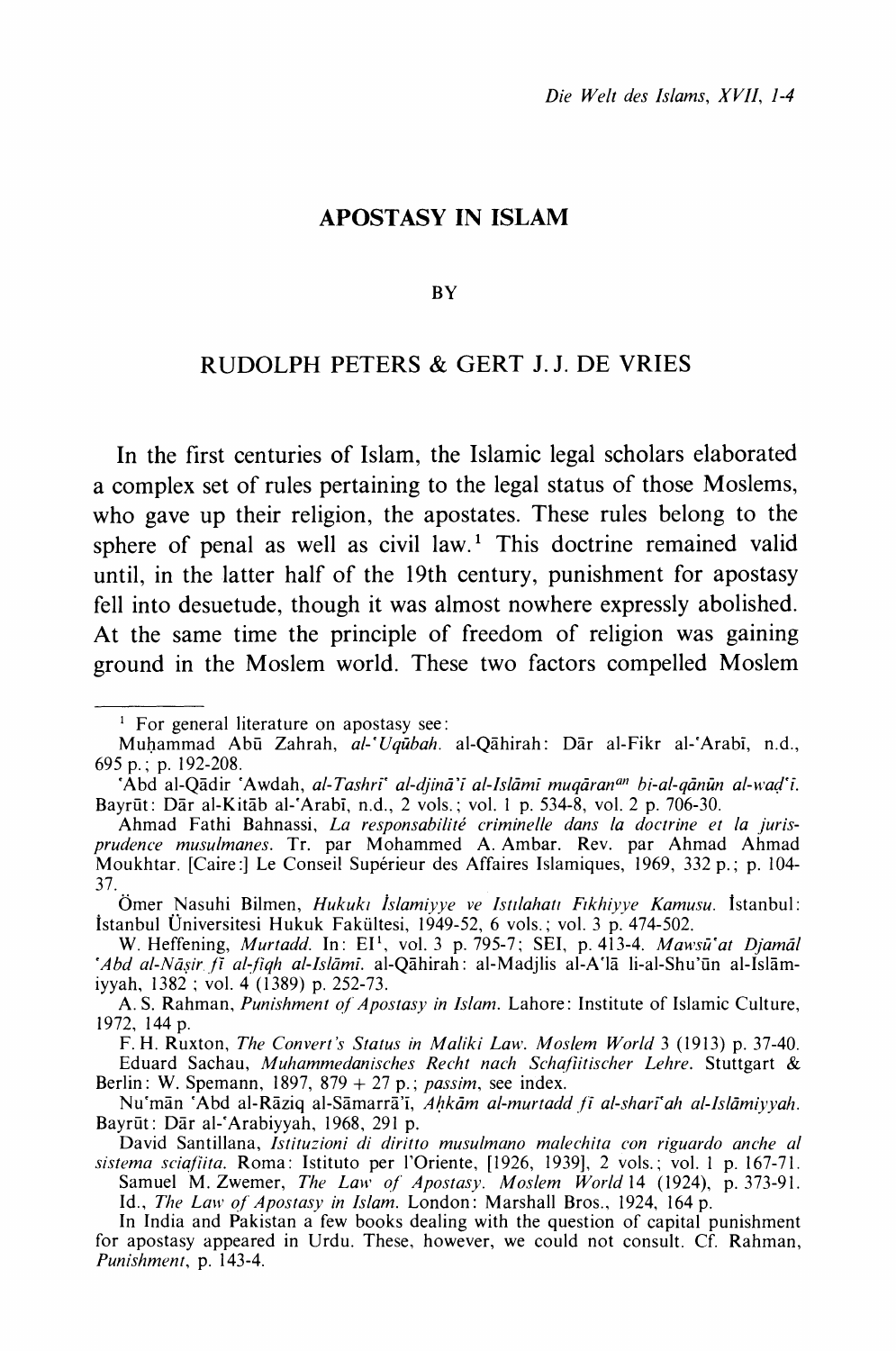# APOSTASY IN ISLAM

BY

## RUDOLPH PETERS & GERT J. J. DE VRIES

In the first centuries of Islam, the Islamic legal scholars elaborated a complex set of rules pertaining to the legal status of those Moslems, who gave up their religion, the apostates. These rules belong to the sphere of penal as well as civil law.[1] This doctrine remained valid until, in the latter half of the 19th century, punishment for apostasy fell into desuetude, though it was almost nowhere expressly abolished. At the same time the principle of freedom of religion was gaining ground in the Moslem world. These two factors compelled Moslem

---

[1] For general literature on apostasy see:

Muḥammad Abū Zahrah, *al-ʿUqūbah*. al-Qāhirah: Dār al-Fikr al-ʿArabī, n.d., 695 p.; p. 192-208.

ʿAbd al-Qādir ʿAwdah, *al-Tashrīʿ al-djināʾī al-Islāmī muqāranan bi-al-qānūn al-waḍʿī*. Bayrūt: Dār al-Kitāb al-ʿArabī, n.d., 2 vols.; vol. 1 p. 534-8, vol. 2 p. 706-30.

Ahmad Fathi Bahnassi, *La responsabilité criminelle dans la doctrine et la jurisprudence musulmanes*. Tr. par Mohammed A. Ambar. Rev. par Ahmad Ahmad Moukhtar. [Caire:] Le Conseil Supérieur des Affaires Islamiques, 1969, 332 p.; p. 104-37.

Ömer Nasuhi Bilmen, *Hukukı İslamiyye ve Istılahatı Fıkhiyye Kamusu*. İstanbul: İstanbul Üniversitesi Hukuk Fakültesi, 1949-52, 6 vols.; vol. 3 p. 474-502.

W. Heffening, *Murtadd*. In: EI[1], vol. 3 p. 795-7; SEI, p. 413-4. *Mawsūʿat Djamāl ʿAbd al-Nāṣir fī al-fiqh al-Islāmī*. al-Qāhirah: al-Madjlis al-Aʿlā li-al-Shuʾūn al-Islāmiyyah, 1382; vol. 4 (1389) p. 252-73.

A. S. Rahman, *Punishment of Apostasy in Islam*. Lahore: Institute of Islamic Culture, 1972, 144 p.

F. H. Ruxton, *The Convert's Status in Maliki Law*. *Moslem World* 3 (1913) p. 37-40.

Eduard Sachau, *Muhammedanisches Recht nach Schafiitischer Lehre*. Stuttgart & Berlin: W. Spemann, 1897, 879 + 27 p.; *passim*, see index.

Nuʿmān ʿAbd al-Rāziq al-Sāmarrāʾī, *Aḥkām al-murtadd fī al-sharīʿah al-Islāmiyyah*. Bayrūt: Dār al-ʿArabiyyah, 1968, 291 p.

David Santillana, *Istituzioni di diritto musulmano malechita con riguardo anche al sistema sciafiita*. Roma: Istituto per l'Oriente, [1926, 1939], 2 vols.; vol. 1 p. 167-71.

Samuel M. Zwemer, *The Law of Apostasy*. *Moslem World* 14 (1924), p. 373-91.

Id., *The Law of Apostasy in Islam*. London: Marshall Bros., 1924, 164 p.

In India and Pakistan a few books dealing with the question of capital punishment for apostasy appeared in Urdu. These, however, we could not consult. Cf. Rahman, *Punishment*, p. 143-4.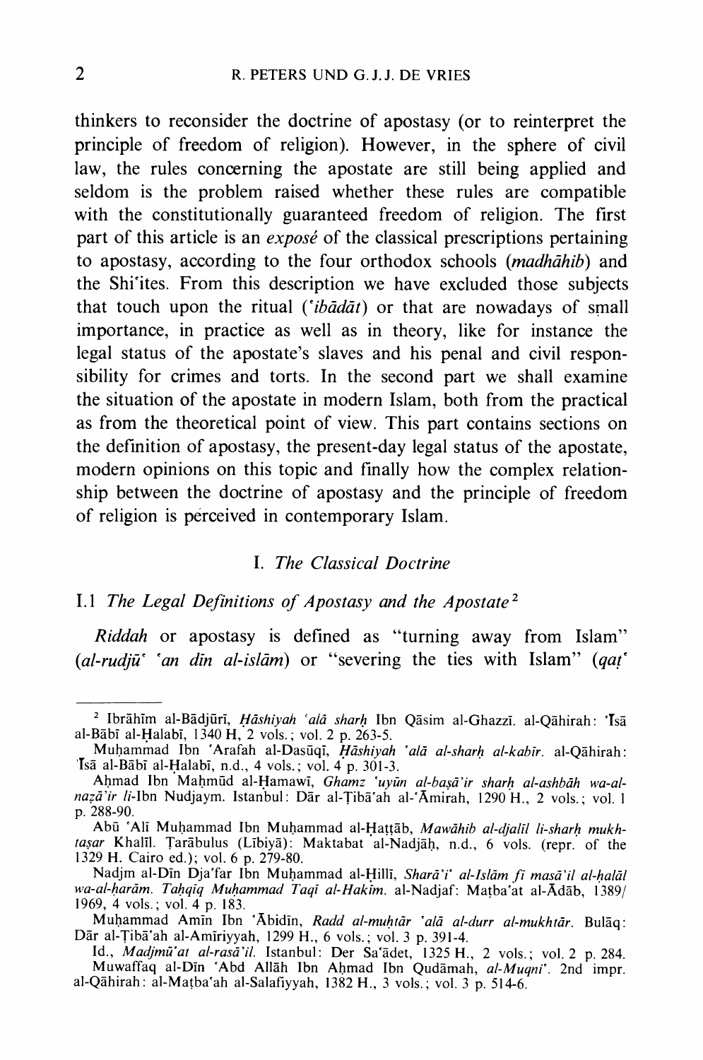thinkers to reconsider the doctrine of apostasy (or to reinterpret the principle of freedom of religion). However, in the sphere of civil law, the rules concerning the apostate are still being applied and seldom is the problem raised whether these rules are compatible with the constitutionally guaranteed freedom of religion. The first part of this article is an *exposé* of the classical prescriptions pertaining to apostasy, according to the four orthodox schools (*madhāhib*) and the Shi'ites. From this description we have excluded those subjects that touch upon the ritual (*'ibādāt*) or that are nowadays of small importance, in practice as well as in theory, like for instance the legal status of the apostate's slaves and his penal and civil responsibility for crimes and torts. In the second part we shall examine the situation of the apostate in modern Islam, both from the practical as from the theoretical point of view. This part contains sections on the definition of apostasy, the present-day legal status of the apostate, modern opinions on this topic and finally how the complex relationship between the doctrine of apostasy and the principle of freedom of religion is perceived in contemporary Islam.

## I. *The Classical Doctrine*

### I.1 *The Legal Definitions of Apostasy and the Apostate*[2]

*Riddah* or apostasy is defined as "turning away from Islam" (*al-rudjū' 'an dīn al-islām*) or "severing the ties with Islam" (*qaṭ'*

---

[2] Ibrāhīm al-Bādjūrī, *Ḥāshiyah 'alā sharḥ* Ibn Qāsim al-Ghazzī. al-Qāhirah: 'Īsā al-Bābī al-Ḥalabī, 1340 H, 2 vols.; vol. 2 p. 263-5.

Muḥammad Ibn 'Arafah al-Dasūqī, *Ḥāshiyah 'alā al-sharḥ al-kabīr*. al-Qāhirah: 'Īsā al-Bābī al-Ḥalabī, n.d., 4 vols.; vol. 4 p. 301-3.

Aḥmad Ibn Maḥmūd al-Ḥamawī, *Ghamz 'uyūn al-baṣā'ir sharḥ al-ashbāh wa-al-naẓā'ir li-*Ibn Nudjaym. Istanbul: Dār al-Ṭibā'ah al-'Āmirah, 1290 H., 2 vols.; vol. 1 p. 288-90.

Abū 'Alī Muḥammad Ibn Muḥammad al-Ḥaṭṭāb, *Mawāhib al-djalīl li-sharḥ mukhtaṣar* Khalīl. Ṭarābulus (Lībiyā): Maktabat al-Nadjāḥ, n.d., 6 vols. (repr. of the 1329 H. Cairo ed.); vol. 6 p. 279-80.

Nadjm al-Dīn Dja'far Ibn Muḥammad al-Ḥillī, *Sharā'i' al-Islām fī masā'il al-ḥalāl wa-al-ḥarām. Taḥqīq Muḥammad Taqī al-Ḥakīm*. al-Nadjaf: Maṭba'at al-Ādāb, 1389/1969, 4 vols.; vol. 4 p. 183.

Muḥammad Amīn Ibn 'Ābidīn, *Radd al-muḥtār 'alā al-durr al-mukhtār*. Bulāq: Dār al-Ṭibā'ah al-Amīriyyah, 1299 H., 6 vols.; vol. 3 p. 391-4.

Id., *Madjmū'at al-rasā'il*. Istanbul: Der Sa'ādet, 1325 H., 2 vols.; vol. 2 p. 284.

Muwaffaq al-Dīn 'Abd Allāh Ibn Aḥmad Ibn Qudāmah, *al-Muqni'*. 2nd impr. al-Qāhirah: al-Maṭba'ah al-Salafiyyah, 1382 H., 3 vols.; vol. 3 p. 514-6.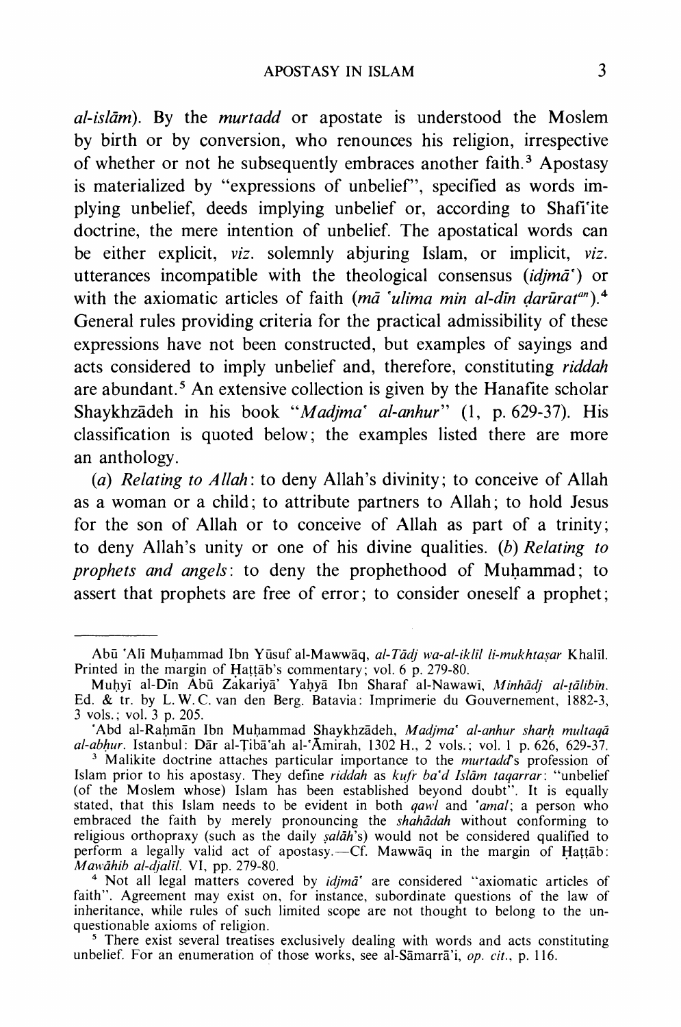al-islām). By the *murtadd* or apostate is understood the Moslem by birth or by conversion, who renounces his religion, irrespective of whether or not he subsequently embraces another faith.[3] Apostasy is materialized by "expressions of unbelief", specified as words implying unbelief, deeds implying unbelief or, according to Shafi'ite doctrine, the mere intention of unbelief. The apostatical words can be either explicit, *viz.* solemnly abjuring Islam, or implicit, *viz.* utterances incompatible with the theological consensus (*idjmā'*) or with the axiomatic articles of faith (*mā 'ulima min al-dīn ḍarūratan*).[4] General rules providing criteria for the practical admissibility of these expressions have not been constructed, but examples of sayings and acts considered to imply unbelief and, therefore, constituting *riddah* are abundant.[5] An extensive collection is given by the Hanafite scholar Shaykhzādeh in his book "*Madjma' al-anhur*" (1, p. 629-37). His classification is quoted below; the examples listed there are more an anthology.

(*a*) *Relating to Allah*: to deny Allah's divinity; to conceive of Allah as a woman or a child; to attribute partners to Allah; to hold Jesus for the son of Allah or to conceive of Allah as part of a trinity; to deny Allah's unity or one of his divine qualities. (*b*) *Relating to prophets and angels*: to deny the prophethood of Muḥammad; to assert that prophets are free of error; to consider oneself a prophet;

---

Abū 'Alī Muḥammad Ibn Yūsuf al-Mawwāq, *al-Tādj wa-al-iklīl li-mukhtaṣar* Khalīl. Printed in the margin of Ḥaṭṭāb's commentary; vol. 6 p. 279-80.

Muḥyī al-Dīn Abū Zakariyā' Yaḥyā Ibn Sharaf al-Nawawī, *Minhādj al-ṭālibīn*. Ed. & tr. by L. W. C. van den Berg. Batavia: Imprimerie du Gouvernement, 1882-3, 3 vols.; vol. 3 p. 205.

'Abd al-Raḥmān Ibn Muḥammad Shaykhzādeh, *Madjma' al-anhur sharḥ multaqā al-abḥur*. Istanbul: Dār al-Ṭibā'ah al-'Āmirah, 1302 H., 2 vols.; vol. 1 p. 626, 629-37.

[3] Malikite doctrine attaches particular importance to the *murtadd*'s profession of Islam prior to his apostasy. They define *riddah* as *kufr ba'd Islām taqarrar*: "unbelief (of the Moslem whose) Islam has been established beyond doubt". It is equally stated, that this Islam needs to be evident in both *qawl* and *'amal*; a person who embraced the faith by merely pronouncing the *shahādah* without conforming to religious orthopraxy (such as the daily *ṣalāh*'s) would not be considered qualified to perform a legally valid act of apostasy.—Cf. Mawwāq in the margin of Ḥaṭṭāb: *Mawāhib al-djalīl*. VI, pp. 279-80.

[4] Not all legal matters covered by *idjmā'* are considered "axiomatic articles of faith". Agreement may exist on, for instance, subordinate questions of the law of inheritance, while rules of such limited scope are not thought to belong to the unquestionable axioms of religion.

[5] There exist several treatises exclusively dealing with words and acts constituting unbelief. For an enumeration of those works, see al-Sāmarrā'i, *op. cit.*, p. 116.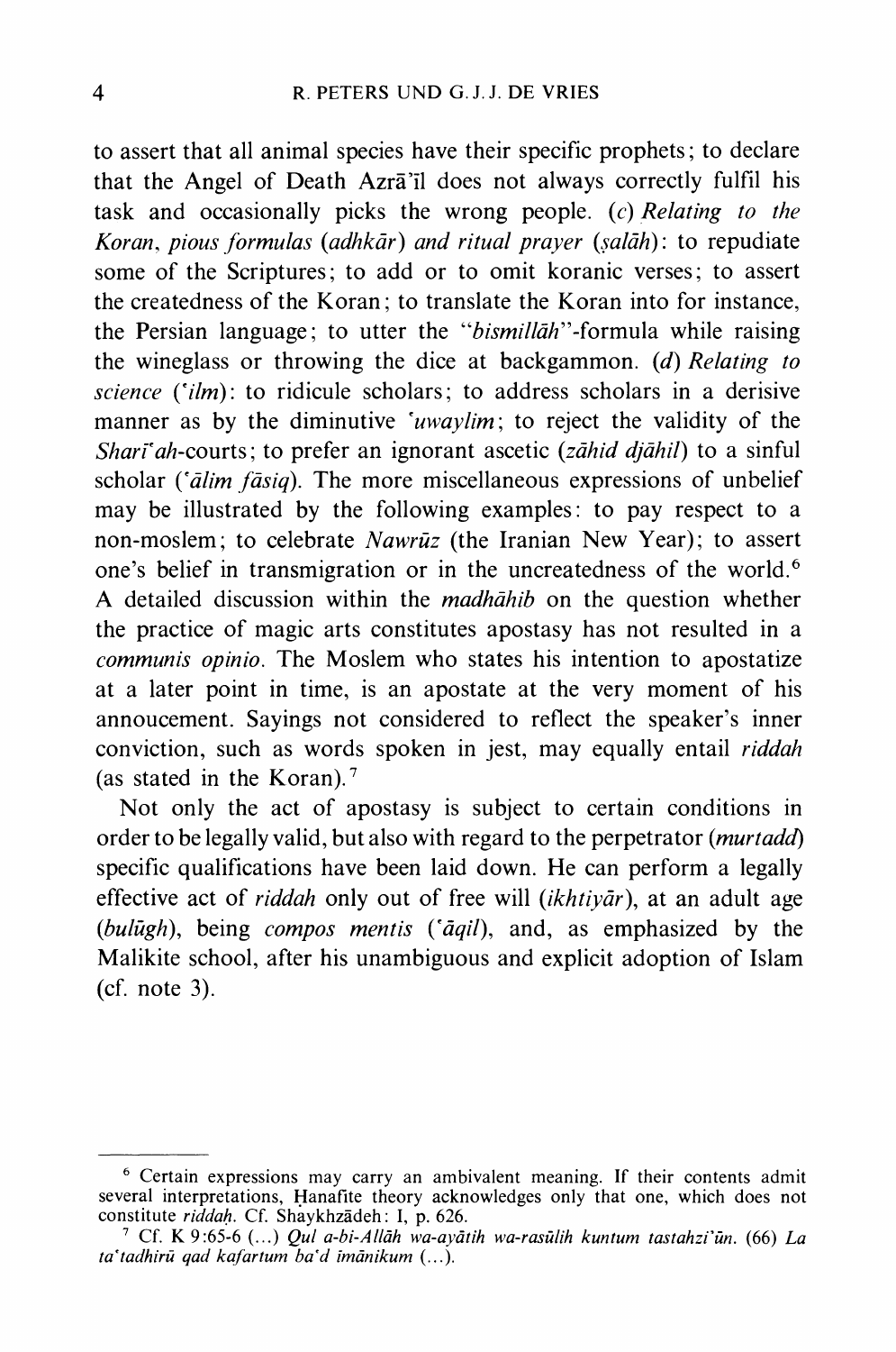to assert that all animal species have their specific prophets; to declare that the Angel of Death Azrā'īl does not always correctly fulfil his task and occasionally picks the wrong people. (*c*) *Relating to the Koran, pious formulas (adhkār) and ritual prayer (ṣalāh)*: to repudiate some of the Scriptures; to add or to omit koranic verses; to assert the createdness of the Koran; to translate the Koran into for instance, the Persian language; to utter the "*bismillāh*"-formula while raising the wineglass or throwing the dice at backgammon. (*d*) *Relating to science ('ilm)*: to ridicule scholars; to address scholars in a derisive manner as by the diminutive *'uwaylim*; to reject the validity of the *Sharī'ah*-courts; to prefer an ignorant ascetic (*zāhid djāhil*) to a sinful scholar (*'ālim fāsiq*). The more miscellaneous expressions of unbelief may be illustrated by the following examples: to pay respect to a non-moslem; to celebrate *Nawrūz* (the Iranian New Year); to assert one's belief in transmigration or in the uncreatedness of the world.[6] A detailed discussion within the *madhāhib* on the question whether the practice of magic arts constitutes apostasy has not resulted in a *communis opinio*. The Moslem who states his intention to apostatize at a later point in time, is an apostate at the very moment of his annoucement. Sayings not considered to reflect the speaker's inner conviction, such as words spoken in jest, may equally entail *riddah* (as stated in the Koran).[7]

Not only the act of apostasy is subject to certain conditions in order to be legally valid, but also with regard to the perpetrator (*murtadd*) specific qualifications have been laid down. He can perform a legally effective act of *riddah* only out of free will (*ikhtiyār*), at an adult age (*bulūgh*), being *compos mentis* (*'āqil*), and, as emphasized by the Malikite school, after his unambiguous and explicit adoption of Islam (cf. note 3).

---

[6] Certain expressions may carry an ambivalent meaning. If their contents admit several interpretations, Ḥanafite theory acknowledges only that one, which does not constitute *riddah*. Cf. Shaykhzādeh: I, p. 626.

[7] Cf. K 9:65-6 (...) *Qul a-bi-Allāh wa-ayātih wa-rasūlih kuntum tastahzi'ūn.* (66) *La ta'tadhirū qad kafartum ba'd imānikum* (...).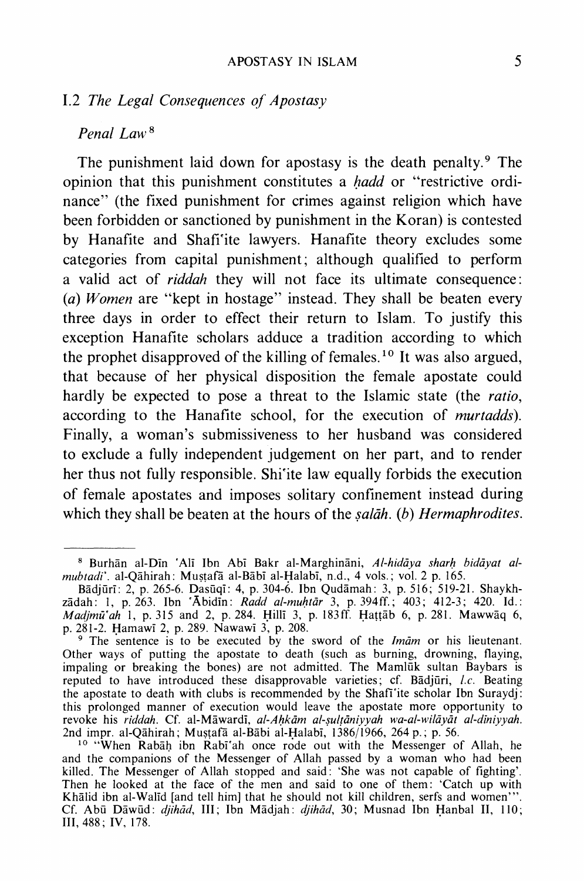## I.2 *The Legal Consequences of Apostasy*

### *Penal Law*[8]

The punishment laid down for apostasy is the death penalty.[9] The opinion that this punishment constitutes a *ḥadd* or "restrictive ordinance" (the fixed punishment for crimes against religion which have been forbidden or sanctioned by punishment in the Koran) is contested by Hanafite and Shafi'ite lawyers. Hanafite theory excludes some categories from capital punishment; although qualified to perform a valid act of *riddah* they will not face its ultimate consequence: (*a*) *Women* are "kept in hostage" instead. They shall be beaten every three days in order to effect their return to Islam. To justify this exception Hanafite scholars adduce a tradition according to which the prophet disapproved of the killing of females.[10] It was also argued, that because of her physical disposition the female apostate could hardly be expected to pose a threat to the Islamic state (the *ratio*, according to the Hanafite school, for the execution of *murtadds*). Finally, a woman's submissiveness to her husband was considered to exclude a fully independent judgement on her part, and to render her thus not fully responsible. Shi'ite law equally forbids the execution of female apostates and imposes solitary confinement instead during which they shall be beaten at the hours of the *ṣalāh*. (*b*) *Hermaphrodites*.

---

[8] Burhān al-Dīn 'Alī Ibn Abī Bakr al-Marghinānī, *Al-hidāya sharḥ bidāyat al-mubtadi'*. al-Qāhirah: Muṣṭafā al-Bābī al-Ḥalabī, n.d., 4 vols.; vol. 2 p. 165.
Bādjūrī: 2, p. 265-6. Dasūqī: 4, p. 304-6. Ibn Qudāmah: 3, p. 516; 519-21. Shaykh-zādah: 1, p. 263. Ibn 'Ābidīn: *Radd al-muḥtār* 3, p. 394ff.; 403; 412-3; 420. Id.: *Madjmū'ah* 1, p. 315 and 2, p. 284. Ḥillī 3, p. 183ff. Ḥaṭṭāb 6, p. 281. Mawwāq 6, p. 281-2. Ḥamawī 2, p. 289. Nawawī 3, p. 208.

[9] The sentence is to be executed by the sword of the *Imām* or his lieutenant. Other ways of putting the apostate to death (such as burning, drowning, flaying, impaling or breaking the bones) are not admitted. The Mamlūk sultan Baybars is reputed to have introduced these disapprovable varieties; cf. Bādjūri, *l.c.* Beating the apostate to death with clubs is recommended by the Shafi'ite scholar Ibn Suraydj: this prolonged manner of execution would leave the apostate more opportunity to revoke his *riddah*. Cf. al-Māwardī, *al-Aḥkām al-sulṭāniyyah wa-al-wilāyāt al-dīniyyah*. 2nd impr. al-Qāhirah; Muṣṭafā al-Bābi al-Ḥalabī, 1386/1966, 264 p.; p. 56.

[10] "When Rabāḥ ibn Rabī'ah once rode out with the Messenger of Allah, he and the companions of the Messenger of Allah passed by a woman who had been killed. The Messenger of Allah stopped and said: 'She was not capable of fighting'. Then he looked at the face of the men and said to one of them: 'Catch up with Khālid ibn al-Walīd [and tell him] that he should not kill children, serfs and women'". Cf. Abū Dāwūd: *djihād*, III; Ibn Mādjah: *djihād*, 30; Musnad Ibn Ḥanbal II, 110; III, 488; IV, 178.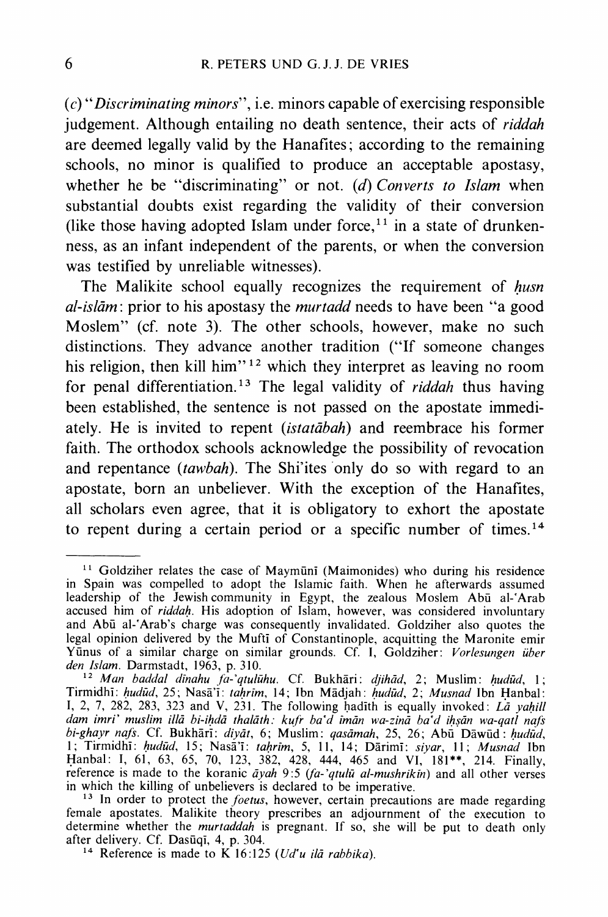(*c*) "*Discriminating minors*", i.e. minors capable of exercising responsible judgement. Although entailing no death sentence, their acts of *riddah* are deemed legally valid by the Hanafites; according to the remaining schools, no minor is qualified to produce an acceptable apostasy, whether he be "discriminating" or not. (*d*) *Converts to Islam* when substantial doubts exist regarding the validity of their conversion (like those having adopted Islam under force,[11] in a state of drunkenness, as an infant independent of the parents, or when the conversion was testified by unreliable witnesses).

The Malikite school equally recognizes the requirement of *ḥusn al-islām*: prior to his apostasy the *murtadd* needs to have been "a good Moslem" (cf. note 3). The other schools, however, make no such distinctions. They advance another tradition ("If someone changes his religion, then kill him"[12] which they interpret as leaving no room for penal differentiation.[13] The legal validity of *riddah* thus having been established, the sentence is not passed on the apostate immediately. He is invited to repent (*istatābah*) and reembrace his former faith. The orthodox schools acknowledge the possibility of revocation and repentance (*tawbah*). The Shi'ites only do so with regard to an apostate, born an unbeliever. With the exception of the Hanafites, all scholars even agree, that it is obligatory to exhort the apostate to repent during a certain period or a specific number of times.[14]

---

[11] Goldziher relates the case of Maymūnī (Maimonides) who during his residence in Spain was compelled to adopt the Islamic faith. When he afterwards assumed leadership of the Jewish community in Egypt, the zealous Moslem Abū al-'Arab accused him of *riddaḥ*. His adoption of Islam, however, was considered involuntary and Abū al-'Arab's charge was consequently invalidated. Goldziher also quotes the legal opinion delivered by the Muftī of Constantinople, acquitting the Maronite emir Yūnus of a similar charge on similar grounds. Cf. I, Goldziher: *Vorlesungen über den Islam*. Darmstadt, 1963, p. 310.

[12] *Man baddal dīnahu fa-'qtulūhu*. Cf. Bukhārī: *djihād*, 2; Muslim: *ḥudūd*, 1; Tirmidhī: *ḥudūd*, 25; Nasā'ī: *taḥrīm*, 14; Ibn Mādjah: *ḥudūd*, 2; *Musnad* Ibn Ḥanbal: I, 2, 7, 282, 283, 323 and V, 231. The following ḥadīth is equally invoked: *Lā yaḥill dam imri' muslim illā bi-iḥdā thalāth: kufr ba'd īmān wa-zinā ba'd iḥṣān wa-qatl nafs bi-ghayr nafs*. Cf. Bukhārī: *diyāt*, 6; Muslim: *qasāmah*, 25, 26; Abū Dāwūd: *ḥudūd*, 1; Tirmidhī: *ḥudūd*, 15; Nasā'ī: *taḥrīm*, 5, 11, 14; Dārimī: *siyar*, 11; *Musnad* Ibn Ḥanbal: I, 61, 63, 65, 70, 123, 382, 428, 444, 465 and VI, 181**, 214. Finally, reference is made to the koranic *āyah* 9:5 (*fa-'qtulū al-mushrikīn*) and all other verses in which the killing of unbelievers is declared to be imperative.

[13] In order to protect the *foetus*, however, certain precautions are made regarding female apostates. Malikite theory prescribes an adjournment of the execution to determine whether the *murtaddah* is pregnant. If so, she will be put to death only after delivery. Cf. Dasūqī, 4, p. 304.

[14] Reference is made to K 16:125 (*Ud'u ilā rabbika*).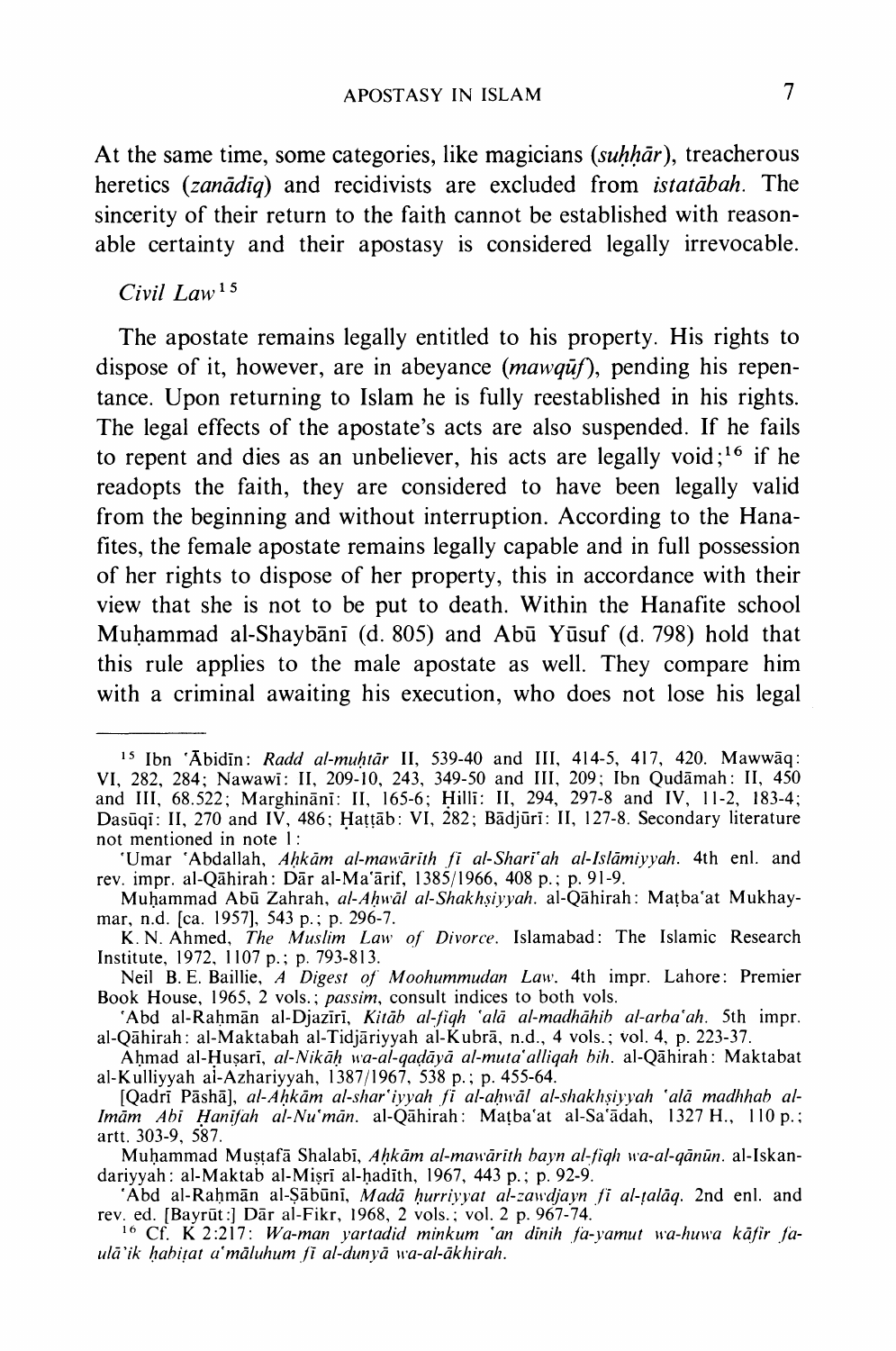At the same time, some categories, like magicians (*suḥḥār*), treacherous heretics (*zanādiq*) and recidivists are excluded from *istatābah*. The sincerity of their return to the faith cannot be established with reasonable certainty and their apostasy is considered legally irrevocable.

*Civil Law*[15]

The apostate remains legally entitled to his property. His rights to dispose of it, however, are in abeyance (*mawqūf*), pending his repentance. Upon returning to Islam he is fully reestablished in his rights. The legal effects of the apostate's acts are also suspended. If he fails to repent and dies as an unbeliever, his acts are legally void;[16] if he readopts the faith, they are considered to have been legally valid from the beginning and without interruption. According to the Hanafites, the female apostate remains legally capable and in full possession of her rights to dispose of her property, this in accordance with their view that she is not to be put to death. Within the Hanafite school Muḥammad al-Shaybānī (d. 805) and Abū Yūsuf (d. 798) hold that this rule applies to the male apostate as well. They compare him with a criminal awaiting his execution, who does not lose his legal

---

[15] Ibn ʿĀbidīn: *Radd al-muḥtār* II, 539-40 and III, 414-5, 417, 420. Mawwāq: VI, 282, 284; Nawawī: II, 209-10, 243, 349-50 and III, 209; Ibn Qudāmah: II, 450 and III, 68.522; Marghīnānī: II, 165-6; Ḥillī: II, 294, 297-8 and IV, 11-2, 183-4; Dasūqī: II, 270 and IV, 486; Ḥaṭṭāb: VI, 282; Bādjūrī: II, 127-8. Secondary literature not mentioned in note 1:

ʿUmar ʿAbdallah, *Aḥkām al-mawārīth fī al-Sharīʿah al-Islāmiyyah*. 4th enl. and rev. impr. al-Qāhirah: Dār al-Maʿārif, 1385/1966, 408 p.; p. 91-9.

Muḥammad Abū Zahrah, *al-Aḥwāl al-Shakhṣiyyah*. al-Qāhirah: Maṭbaʿat Mukhaymar, n.d. [ca. 1957], 543 p.; p. 296-7.

K. N. Ahmed, *The Muslim Law of Divorce*. Islamabad: The Islamic Research Institute, 1972, 1107 p.; p. 793-813.

Neil B. E. Baillie, *A Digest of Moohummudan Law*. 4th impr. Lahore: Premier Book House, 1965, 2 vols.; *passim*, consult indices to both vols.

ʿAbd al-Raḥmān al-Djazīrī, *Kitāb al-fiqh ʿalā al-madhāhib al-arbaʿah*. 5th impr. al-Qāhirah: al-Maktabah al-Tidjāriyyah al-Kubrā, n.d., 4 vols.; vol. 4, p. 223-37.

Aḥmad al-Ḥuṣarī, *al-Nikāḥ wa-al-qaḍāyā al-mutaʿalliqah bih*. al-Qāhirah: Maktabat al-Kulliyyah al-Azhariyyah, 1387/1967, 538 p.; p. 455-64.

[Qadrī Pāshā], *al-Aḥkām al-sharʿiyyah fī al-aḥwāl al-shakhṣiyyah ʿalā madhhab al-Imām Abī Ḥanīfah al-Nuʿmān*. al-Qāhirah: Maṭbaʿat al-Saʿādah, 1327 H., 110 p.; artt. 303-9, 587.

Muḥammad Muṣṭafā Shalabī, *Aḥkām al-mawārīth bayn al-fiqh wa-al-qānūn*. al-Iskandariyyah: al-Maktab al-Miṣrī al-ḥadīth, 1967, 443 p.; p. 92-9.

ʿAbd al-Raḥmān al-Ṣābūnī, *Madā ḥurriyyat al-zawdjayn fī al-ṭalāq*. 2nd enl. and rev. ed. [Bayrūt:] Dār al-Fikr, 1968, 2 vols.; vol. 2 p. 967-74.

[16] Cf. K 2:217: *Wa-man yartadid minkum ʿan dīnih fa-yamut wa-huwa kāfir fa-ulāʾik ḥabiṭat aʿmāluhum fī al-dunyā wa-al-ākhirah.*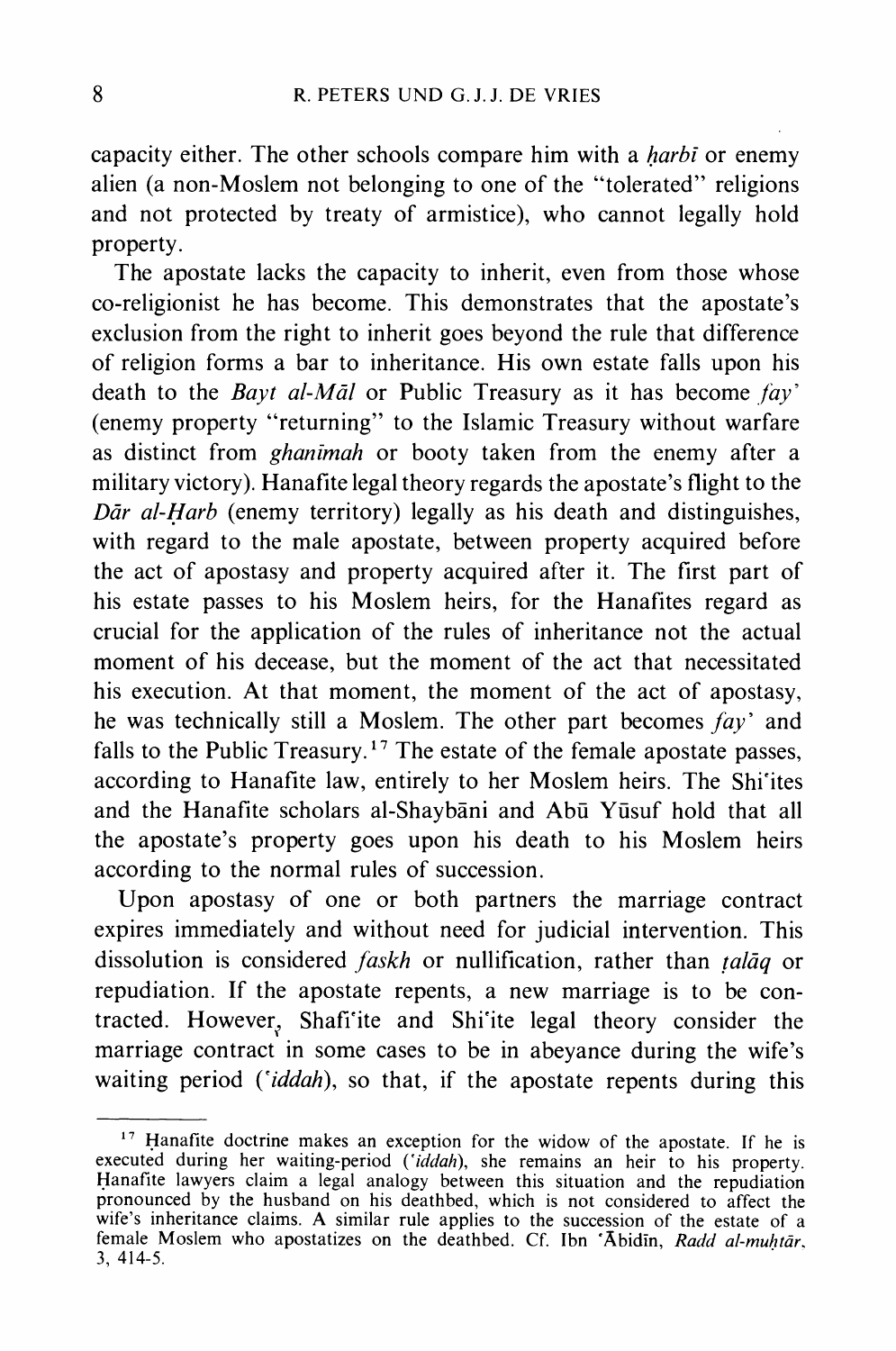capacity either. The other schools compare him with a *ḥarbī* or enemy alien (a non-Moslem not belonging to one of the "tolerated" religions and not protected by treaty of armistice), who cannot legally hold property.

The apostate lacks the capacity to inherit, even from those whose co-religionist he has become. This demonstrates that the apostate's exclusion from the right to inherit goes beyond the rule that difference of religion forms a bar to inheritance. His own estate falls upon his death to the *Bayt al-Māl* or Public Treasury as it has become *fay'* (enemy property "returning" to the Islamic Treasury without warfare as distinct from *ghanīmah* or booty taken from the enemy after a military victory). Hanafite legal theory regards the apostate's flight to the *Dār al-Ḥarb* (enemy territory) legally as his death and distinguishes, with regard to the male apostate, between property acquired before the act of apostasy and property acquired after it. The first part of his estate passes to his Moslem heirs, for the Hanafites regard as crucial for the application of the rules of inheritance not the actual moment of his decease, but the moment of the act that necessitated his execution. At that moment, the moment of the act of apostasy, he was technically still a Moslem. The other part becomes *fay'* and falls to the Public Treasury.[17] The estate of the female apostate passes, according to Hanafite law, entirely to her Moslem heirs. The Shi'ites and the Hanafite scholars al-Shaybāni and Abū Yūsuf hold that all the apostate's property goes upon his death to his Moslem heirs according to the normal rules of succession.

Upon apostasy of one or both partners the marriage contract expires immediately and without need for judicial intervention. This dissolution is considered *faskh* or nullification, rather than *ṭalāq* or repudiation. If the apostate repents, a new marriage is to be contracted. However, Shafi'ite and Shi'ite legal theory consider the marriage contract in some cases to be in abeyance during the wife's waiting period (*'iddah*), so that, if the apostate repents during this

---

[17] Ḥanafite doctrine makes an exception for the widow of the apostate. If he is executed during her waiting-period (*'iddah*), she remains an heir to his property. Ḥanafite lawyers claim a legal analogy between this situation and the repudiation pronounced by the husband on his deathbed, which is not considered to affect the wife's inheritance claims. A similar rule applies to the succession of the estate of a female Moslem who apostatizes on the deathbed. Cf. Ibn 'Ābidīn, *Radd al-muḥtār*, 3, 414-5.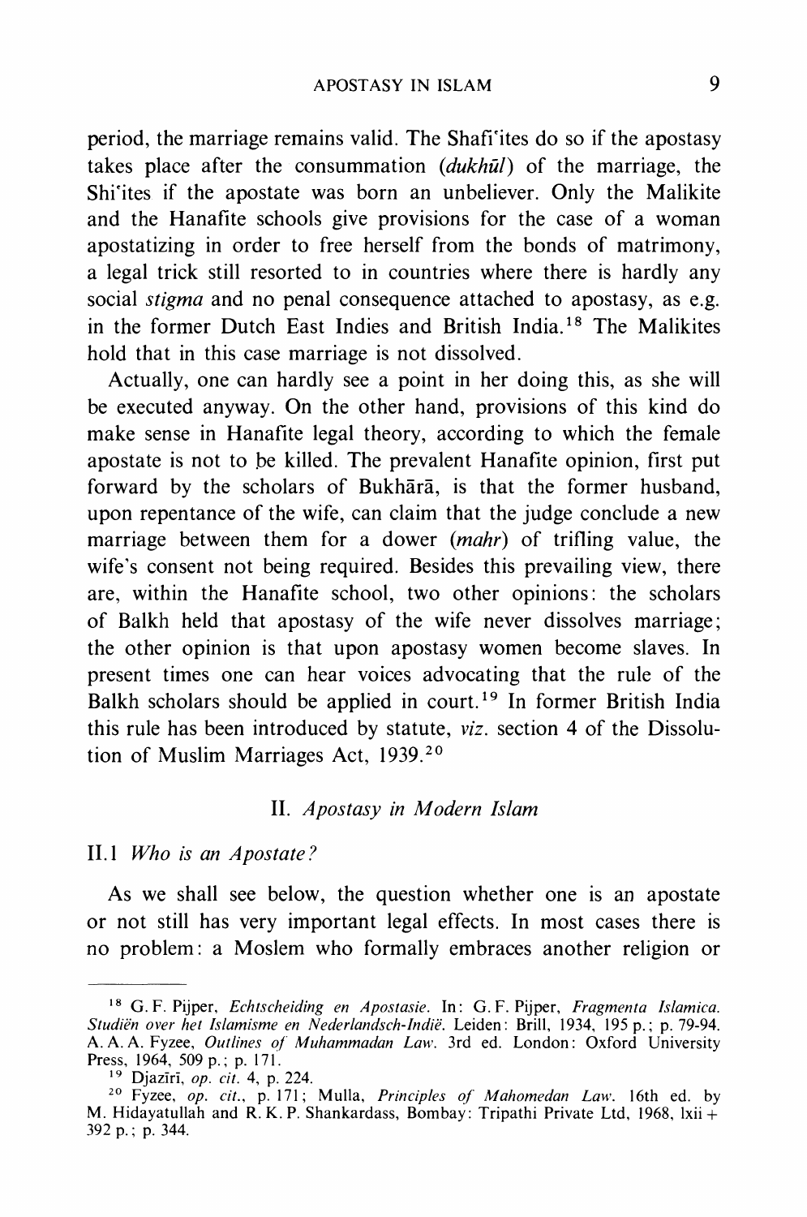period, the marriage remains valid. The Shafi'ites do so if the apostasy takes place after the consummation (*dukhūl*) of the marriage, the Shi'ites if the apostate was born an unbeliever. Only the Malikite and the Hanafite schools give provisions for the case of a woman apostatizing in order to free herself from the bonds of matrimony, a legal trick still resorted to in countries where there is hardly any social *stigma* and no penal consequence attached to apostasy, as e.g. in the former Dutch East Indies and British India.[18] The Malikites hold that in this case marriage is not dissolved.

Actually, one can hardly see a point in her doing this, as she will be executed anyway. On the other hand, provisions of this kind do make sense in Hanafite legal theory, according to which the female apostate is not to be killed. The prevalent Hanafite opinion, first put forward by the scholars of Bukhārā, is that the former husband, upon repentance of the wife, can claim that the judge conclude a new marriage between them for a dower (*mahr*) of trifling value, the wife's consent not being required. Besides this prevailing view, there are, within the Hanafite school, two other opinions: the scholars of Balkh held that apostasy of the wife never dissolves marriage; the other opinion is that upon apostasy women become slaves. In present times one can hear voices advocating that the rule of the Balkh scholars should be applied in court.[19] In former British India this rule has been introduced by statute, *viz.* section 4 of the Dissolution of Muslim Marriages Act, 1939.[20]

## II. *Apostasy in Modern Islam*

### II.1 *Who is an Apostate?*

As we shall see below, the question whether one is an apostate or not still has very important legal effects. In most cases there is no problem: a Moslem who formally embraces another religion or

---

[18] G. F. Pijper, *Echtscheiding en Apostasie*. In: G. F. Pijper, *Fragmenta Islamica. Studiën over het Islamisme en Nederlandsch-Indië*. Leiden: Brill, 1934, 195 p.; p. 79-94. A. A. A. Fyzee, *Outlines of Muhammadan Law*. 3rd ed. London: Oxford University Press, 1964, 509 p.; p. 171.

[19] Djazīrī, *op. cit.* 4, p. 224.

[20] Fyzee, *op. cit.*, p. 171; Mulla, *Principles of Mahomedan Law*. 16th ed. by M. Hidayatullah and R. K. P. Shankardass, Bombay: Tripathi Private Ltd, 1968, lxii + 392 p.; p. 344.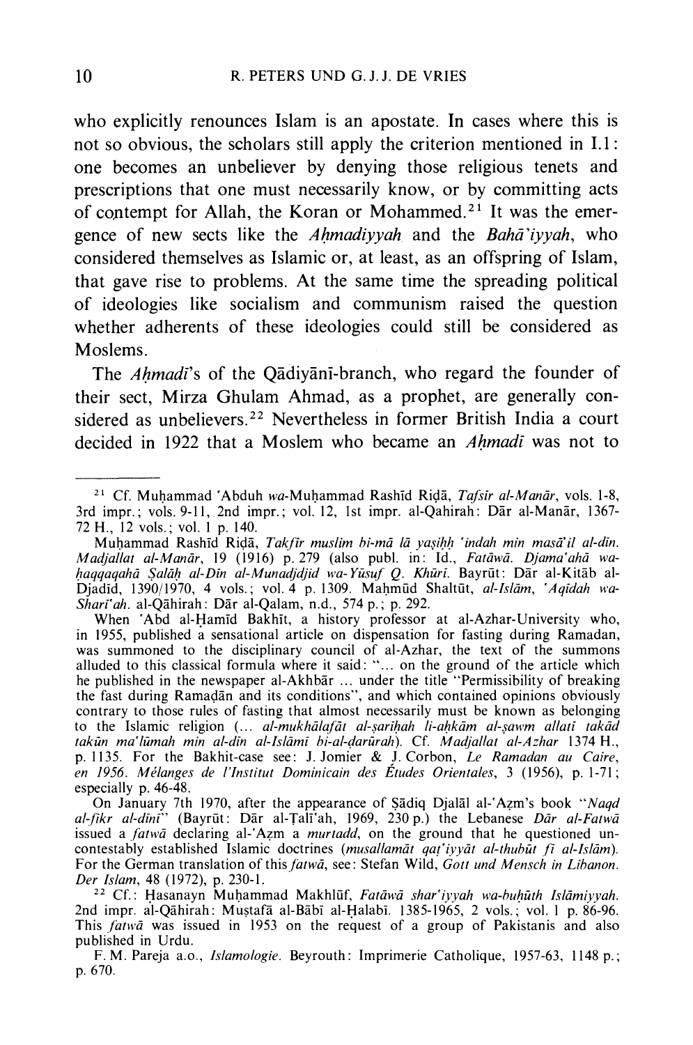who explicitly renounces Islam is an apostate. In cases where this is not so obvious, the scholars still apply the criterion mentioned in I.1: one becomes an unbeliever by denying those religious tenets and prescriptions that one must necessarily know, or by committing acts of contempt for Allah, the Koran or Mohammed.[21] It was the emergence of new sects like the *Aḥmadiyyah* and the *Bahā'iyyah*, who considered themselves as Islamic or, at least, as an offspring of Islam, that gave rise to problems. At the same time the spreading political of ideologies like socialism and communism raised the question whether adherents of these ideologies could still be considered as Moslems.

The *Aḥmadī*'s of the Qādiyānī-branch, who regard the founder of their sect, Mirza Ghulam Ahmad, as a prophet, are generally considered as unbelievers.[22] Nevertheless in former British India a court decided in 1922 that a Moslem who became an *Aḥmadī* was not to

---

[21] Cf. Muḥammad 'Abduh *wa*-Muḥammad Rashīd Riḍā, *Tafsīr al-Manār*, vols. 1-8, 3rd impr.; vols. 9-11, 2nd impr.; vol. 12, 1st impr. al-Qahirah: Dār al-Manār, 1367-72 H., 12 vols.; vol. 1 p. 140.

Muḥammad Rashīd Riḍā, *Takfīr muslim bi-mā lā yaṣiḥḥ 'indah min masā'il al-dīn. Madjallat al-Manār*, 19 (1916) p. 279 (also publ. in: Id., *Fatāwā. Djama'ahā wa-ḥaqqaqahā Ṣalāḥ al-Dīn al-Munadjdjid wa-Yūsuf Q. Khūrī.* Bayrūt: Dār al-Kitāb al-Djadīd, 1390/1970, 4 vols.; vol. 4 p. 1309. Maḥmūd Shaltūt, *al-Islām, 'Aqīdah wa-Sharī'ah*. al-Qāhirah: Dār al-Qalam, n.d., 574 p.; p. 292.

When 'Abd al-Ḥamīd Bakhīt, a history professor at al-Azhar-University who, in 1955, published a sensational article on dispensation for fasting during Ramadan, was summoned to the disciplinary council of al-Azhar, the text of the summons alluded to this classical formula where it said: "... on the ground of the article which he published in the newspaper al-Akhbār ... under the title "Permissibility of breaking the fast during Ramaḍān and its conditions", and which contained opinions obviously contrary to those rules of fasting that almost necessarily must be known as belonging to the Islamic religion (... *al-mukhālafāt al-ṣarīḥah li-aḥkām al-ṣawm allatī takād takūn ma'lūmah min al-dīn al-Islāmī bi-al-ḍarūrah*). Cf. *Madjallat al-Azhar* 1374 H., p. 1135. For the Bakhit-case see: J. Jomier & J. Corbon, *Le Ramadan au Caire, en 1956. Mélanges de l'Institut Dominicain des Études Orientales*, 3 (1956), p. 1-71; especially p. 46-48.

On January 7th 1970, after the appearance of Ṣādiq Djalāl al-'Aẓm's book "*Naqd al-fikr al-dīnī*" (Bayrūt: Dār al-Ṭalī'ah, 1969, 230 p.) the Lebanese *Dār al-Fatwā* issued a *fatwā* declaring al-'Aẓm a *murtadd*, on the ground that he questioned uncontestably established Islamic doctrines (*musallamāt qaṭ'iyyāt al-thubūt fī al-Islām*). For the German translation of this *fatwā*, see: Stefan Wild, *Gott und Mensch in Libanon. Der Islam*, 48 (1972), p. 230-1.

[22] Cf.: Ḥasanayn Muḥammad Makhlūf, *Fatāwā shar'iyyah wa-buḥūth Islāmiyyah*. 2nd impr. al-Qāhirah: Muṣṭafā al-Bābī al-Ḥalabī. 1385-1965, 2 vols.; vol. 1 p. 86-96. This *fatwā* was issued in 1953 on the request of a group of Pakistanis and also published in Urdu.

F. M. Pareja a.o., *Islamologie*. Beyrouth: Imprimerie Catholique, 1957-63, 1148 p.; p. 670.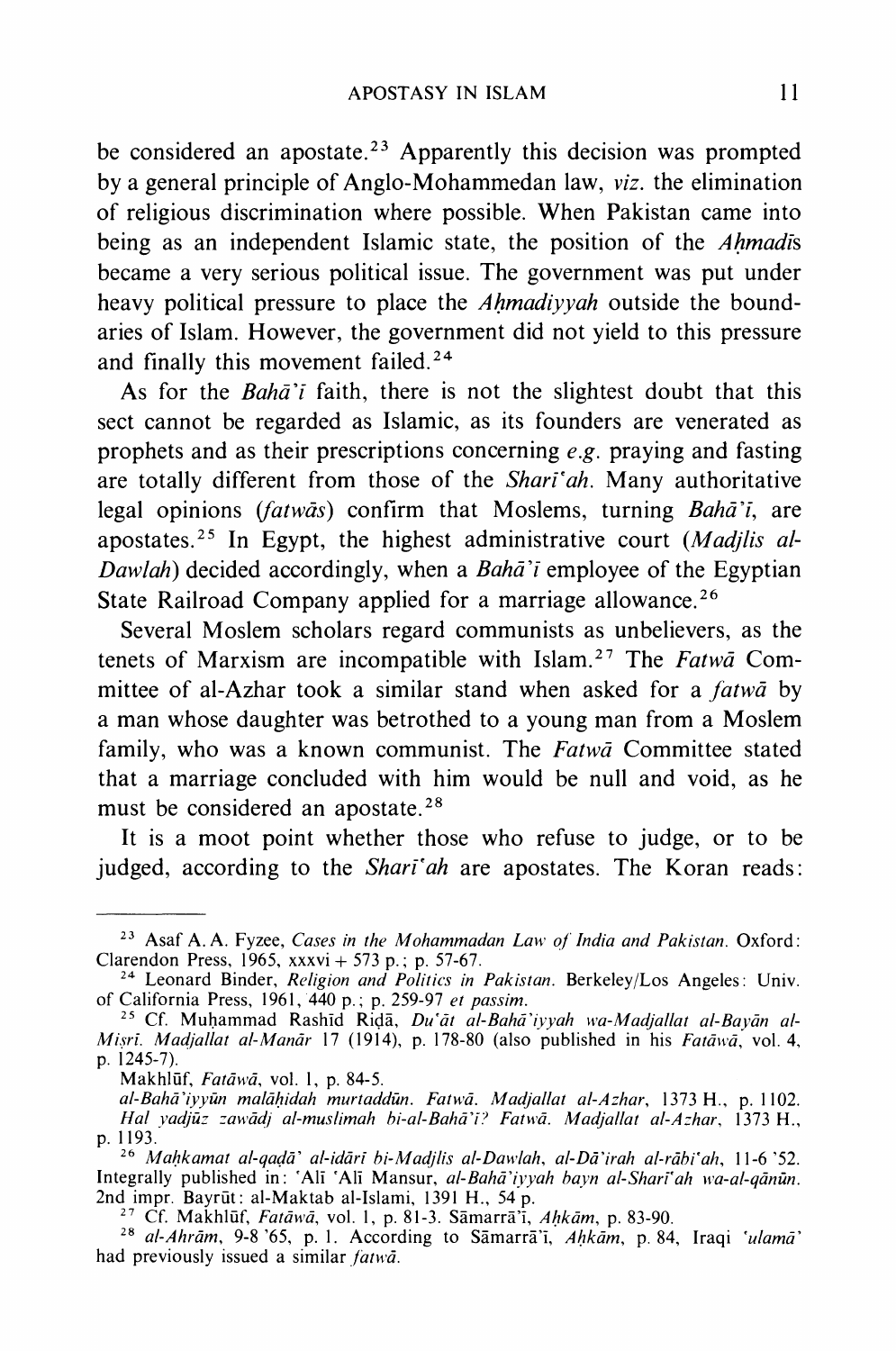be considered an apostate.[23] Apparently this decision was prompted by a general principle of Anglo-Mohammedan law, *viz.* the elimination of religious discrimination where possible. When Pakistan came into being as an independent Islamic state, the position of the *Aḥmadīs* became a very serious political issue. The government was put under heavy political pressure to place the *Aḥmadiyyah* outside the boundaries of Islam. However, the government did not yield to this pressure and finally this movement failed.[24]

As for the *Bahāʾī* faith, there is not the slightest doubt that this sect cannot be regarded as Islamic, as its founders are venerated as prophets and as their prescriptions concerning *e.g.* praying and fasting are totally different from those of the *Sharīʿah*. Many authoritative legal opinions (*fatwās*) confirm that Moslems, turning *Bahāʾī*, are apostates.[25] In Egypt, the highest administrative court (*Madjlis al-Dawlah*) decided accordingly, when a *Bahāʾī* employee of the Egyptian State Railroad Company applied for a marriage allowance.[26]

Several Moslem scholars regard communists as unbelievers, as the tenets of Marxism are incompatible with Islam.[27] The *Fatwā* Committee of al-Azhar took a similar stand when asked for a *fatwā* by a man whose daughter was betrothed to a young man from a Moslem family, who was a known communist. The *Fatwā* Committee stated that a marriage concluded with him would be null and void, as he must be considered an apostate.[28]

It is a moot point whether those who refuse to judge, or to be judged, according to the *Sharīʿah* are apostates. The Koran reads:

---

[23] Asaf A. A. Fyzee, *Cases in the Mohammadan Law of India and Pakistan*. Oxford: Clarendon Press, 1965, xxxvi + 573 p.; p. 57-67.

[24] Leonard Binder, *Religion and Politics in Pakistan*. Berkeley/Los Angeles: Univ. of California Press, 1961, 440 p.; p. 259-97 *et passim*.

[25] Cf. Muḥammad Rashīd Riḍā, *Duʿāt al-Bahāʾiyyah wa-Madjallat al-Bayān al-Miṣrī. Madjallat al-Manār* 17 (1914), p. 178-80 (also published in his *Fatāwā*, vol. 4, p. 1245-7).
Makhlūf, *Fatāwā*, vol. 1, p. 84-5.
*al-Bahāʾiyyūn malāḥidah murtaddūn. Fatwā. Madjallat al-Azhar*, 1373 H., p. 1102.
*Hal yadjūz zawādj al-muslimah bi-al-Bahāʾī? Fatwā. Madjallat al-Azhar*, 1373 H., p. 1193.

[26] *Maḥkamat al-qaḍāʾ al-idārī bi-Madjlis al-Dawlah, al-Dāʾirah al-rābiʿah*, 11-6 '52. Integrally published in: ʿAlī ʿAlī Mansur, *al-Bahāʾiyyah bayn al-Sharīʿah wa-al-qānūn*. 2nd impr. Bayrūt: al-Maktab al-Islami, 1391 H., 54 p.

[27] Cf. Makhlūf, *Fatāwā*, vol. 1, p. 81-3. Sāmarrāʾī, *Aḥkām*, p. 83-90.

[28] *al-Ahrām*, 9-8 '65, p. 1. According to Sāmarrāʾī, *Aḥkām*, p. 84, Iraqi *ʿulamāʾ* had previously issued a similar *fatwā*.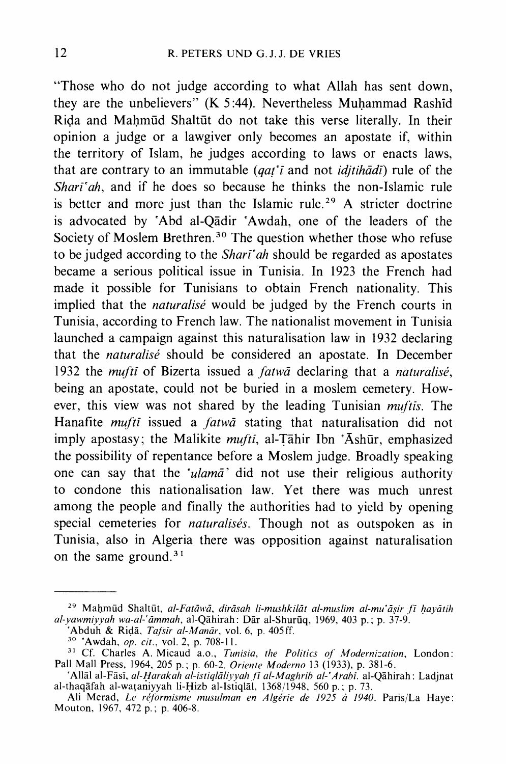"Those who do not judge according to what Allah has sent down, they are the unbelievers" (K 5:44). Nevertheless Muḥammad Rashīd Riḍa and Maḥmūd Shaltūt do not take this verse literally. In their opinion a judge or a lawgiver only becomes an apostate if, within the territory of Islam, he judges according to laws or enacts laws, that are contrary to an immutable (*qaṭʿī* and not *idjtihādī*) rule of the *Sharīʿah*, and if he does so because he thinks the non-Islamic rule is better and more just than the Islamic rule.[29] A stricter doctrine is advocated by ʿAbd al-Qādir ʿAwdah, one of the leaders of the Society of Moslem Brethren.[30] The question whether those who refuse to be judged according to the *Sharīʿah* should be regarded as apostates became a serious political issue in Tunisia. In 1923 the French had made it possible for Tunisians to obtain French nationality. This implied that the *naturalisé* would be judged by the French courts in Tunisia, according to French law. The nationalist movement in Tunisia launched a campaign against this naturalisation law in 1932 declaring that the *naturalisé* should be considered an apostate. In December 1932 the *muftī* of Bizerta issued a *fatwā* declaring that a *naturalisé*, being an apostate, could not be buried in a moslem cemetery. However, this view was not shared by the leading Tunisian *muftīs*. The Hanafite *muftī* issued a *fatwā* stating that naturalisation did not imply apostasy; the Malikite *muftī*, al-Ṭāhir Ibn ʿĀshūr, emphasized the possibility of repentance before a Moslem judge. Broadly speaking one can say that the *ʿulamāʾ* did not use their religious authority to condone this nationalisation law. Yet there was much unrest among the people and finally the authorities had to yield by opening special cemeteries for *naturalisés*. Though not as outspoken as in Tunisia, also in Algeria there was opposition against naturalisation on the same ground.[31]

---

[29] Maḥmūd Shaltūt, *al-Fatāwā, dirāsah li-mushkilāt al-muslim al-muʿāṣir fī ḥayātih al-yawmiyyah wa-al-ʿāmmah*, al-Qāhirah: Dār al-Shurūq, 1969, 403 p.; p. 37-9.
ʿAbduh & Riḍā, *Tafsīr al-Manār*, vol. 6, p. 405ff.

[30] ʿAwdah, *op. cit.*, vol. 2, p. 708-11.

[31] Cf. Charles A. Micaud a.o., *Tunisia, the Politics of Modernization*, London: Pall Mall Press, 1964, 205 p.; p. 60-2. *Oriente Moderno* 13 (1933), p. 381-6.
ʿAllāl al-Fāsī, *al-Ḥarakah al-istiqlāliyyah fī al-Maghrib al-ʿArabī*. al-Qāhirah: Ladjnat al-thaqāfah al-waṭaniyyah li-Ḥizb al-Istiqlāl, 1368/1948, 560 p.; p. 73.
Ali Merad, *Le réformisme musulman en Algérie de 1925 à 1940*. Paris/La Haye: Mouton, 1967, 472 p.; p. 406-8.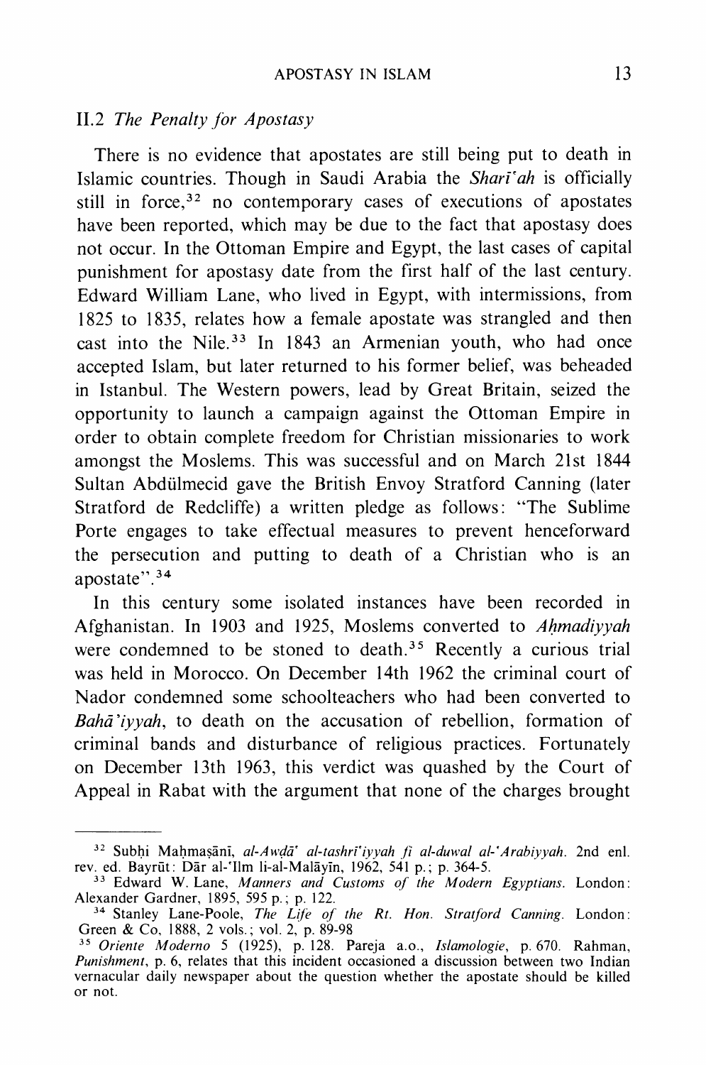## II.2 *The Penalty for Apostasy*

There is no evidence that apostates are still being put to death in Islamic countries. Though in Saudi Arabia the *Sharīʿah* is officially still in force,[32] no contemporary cases of executions of apostates have been reported, which may be due to the fact that apostasy does not occur. In the Ottoman Empire and Egypt, the last cases of capital punishment for apostasy date from the first half of the last century. Edward William Lane, who lived in Egypt, with intermissions, from 1825 to 1835, relates how a female apostate was strangled and then cast into the Nile.[33] In 1843 an Armenian youth, who had once accepted Islam, but later returned to his former belief, was beheaded in Istanbul. The Western powers, lead by Great Britain, seized the opportunity to launch a campaign against the Ottoman Empire in order to obtain complete freedom for Christian missionaries to work amongst the Moslems. This was successful and on March 21st 1844 Sultan Abdülmecid gave the British Envoy Stratford Canning (later Stratford de Redcliffe) a written pledge as follows: "The Sublime Porte engages to take effectual measures to prevent henceforward the persecution and putting to death of a Christian who is an apostate".[34]

In this century some isolated instances have been recorded in Afghanistan. In 1903 and 1925, Moslems converted to *Aḥmadiyyah* were condemned to be stoned to death.[35] Recently a curious trial was held in Morocco. On December 14th 1962 the criminal court of Nador condemned some schoolteachers who had been converted to *Bahāʾiyyah*, to death on the accusation of rebellion, formation of criminal bands and disturbance of religious practices. Fortunately on December 13th 1963, this verdict was quashed by the Court of Appeal in Rabat with the argument that none of the charges brought

---

[32] Subḥi Maḥmaṣānī, *al-Awḍāʿ al-tashrīʿiyyah fī al-duwal al-ʿArabiyyah*. 2nd enl. rev. ed. Bayrūt: Dār al-ʿIlm li-al-Malāyīn, 1962, 541 p.; p. 364-5.

[33] Edward W. Lane, *Manners and Customs of the Modern Egyptians*. London: Alexander Gardner, 1895, 595 p.; p. 122.

[34] Stanley Lane-Poole, *The Life of the Rt. Hon. Stratford Canning*. London: Green & Co, 1888, 2 vols.; vol. 2, p. 89-98

[35] *Oriente Moderno* 5 (1925), p. 128. Pareja a.o., *Islamologie*, p. 670. Rahman, *Punishment*, p. 6, relates that this incident occasioned a discussion between two Indian vernacular daily newspaper about the question whether the apostate should be killed or not.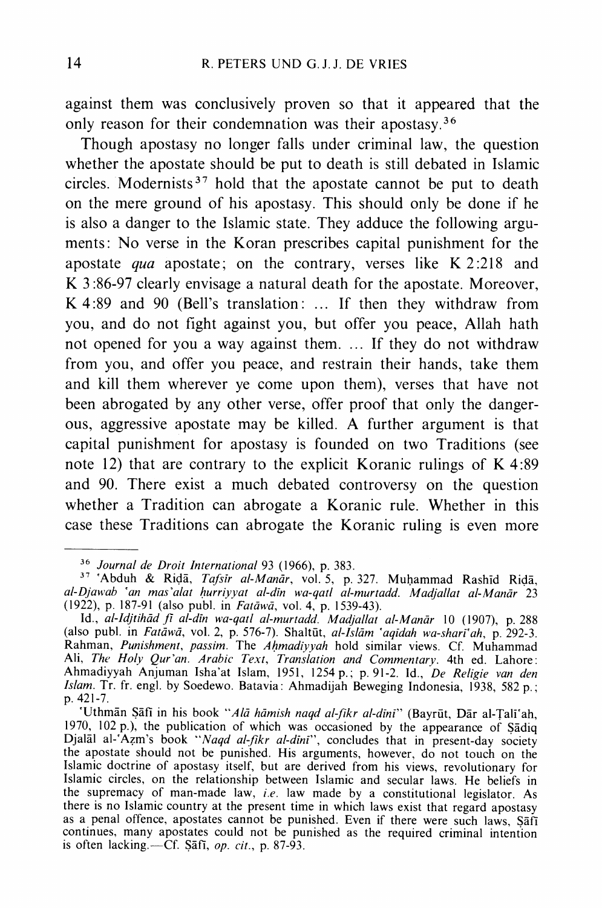against them was conclusively proven so that it appeared that the only reason for their condemnation was their apostasy.[36]

Though apostasy no longer falls under criminal law, the question whether the apostate should be put to death is still debated in Islamic circles. Modernists[37] hold that the apostate cannot be put to death on the mere ground of his apostasy. This should only be done if he is also a danger to the Islamic state. They adduce the following arguments: No verse in the Koran prescribes capital punishment for the apostate *qua* apostate; on the contrary, verses like K 2:218 and K 3:86-97 clearly envisage a natural death for the apostate. Moreover, K 4:89 and 90 (Bell's translation: ... If then they withdraw from you, and do not fight against you, but offer you peace, Allah hath not opened for you a way against them. ... If they do not withdraw from you, and offer you peace, and restrain their hands, take them and kill them wherever ye come upon them), verses that have not been abrogated by any other verse, offer proof that only the dangerous, aggressive apostate may be killed. A further argument is that capital punishment for apostasy is founded on two Traditions (see note 12) that are contrary to the explicit Koranic rulings of K 4:89 and 90. There exist a much debated controversy on the question whether a Tradition can abrogate a Koranic rule. Whether in this case these Traditions can abrogate the Koranic ruling is even more

---

[36] *Journal de Droit International* 93 (1966), p. 383.

[37] 'Abduh & Riḍā, *Tafsīr al-Manār*, vol. 5, p. 327. Muḥammad Rashīd Riḍā, *al-Djawab 'an mas'alat ḥurriyyat al-dīn wa-qatl al-murtadd. Madjallat al-Manār* 23 (1922), p. 187-91 (also publ. in *Fatāwā*, vol. 4, p. 1539-43).

Id., *al-Idjtihād fī al-dīn wa-qatl al-murtadd. Madjallat al-Manār* 10 (1907), p. 288 (also publ. in *Fatāwā*, vol. 2, p. 576-7). Shaltūt, *al-Islām 'aqīdah wa-sharī'ah*, p. 292-3. Rahman, *Punishment*, *passim*. The *Aḥmadiyyah* hold similar views. Cf. Muhammad Ali, *The Holy Qur'an. Arabic Text, Translation and Commentary*. 4th ed. Lahore: Ahmadiyyah Anjuman Isha'at Islam, 1951, 1254 p.; p. 91-2. Id., *De Religie van den Islam*. Tr. fr. engl. by Soedewo. Batavia: Ahmadijah Beweging Indonesia, 1938, 582 p.; p. 421-7.

'Uthmān Ṣāfī in his book "*Alā hāmish naqd al-fikr al-dīnī*" (Bayrūt, Dār al-Ṭalī'ah, 1970, 102 p.), the publication of which was occasioned by the appearance of Ṣādiq Djalāl al-'Aẓm's book "*Naqd al-fikr al-dīnī*", concludes that in present-day society the apostate should not be punished. His arguments, however, do not touch on the Islamic doctrine of apostasy itself, but are derived from his views, revolutionary for Islamic circles, on the relationship between Islamic and secular laws. He beliefs in the supremacy of man-made law, *i.e.* law made by a constitutional legislator. As there is no Islamic country at the present time in which laws exist that regard apostasy as a penal offence, apostates cannot be punished. Even if there were such laws, Ṣāfī continues, many apostates could not be punished as the required criminal intention is often lacking.—Cf. Ṣāfī, *op. cit.*, p. 87-93.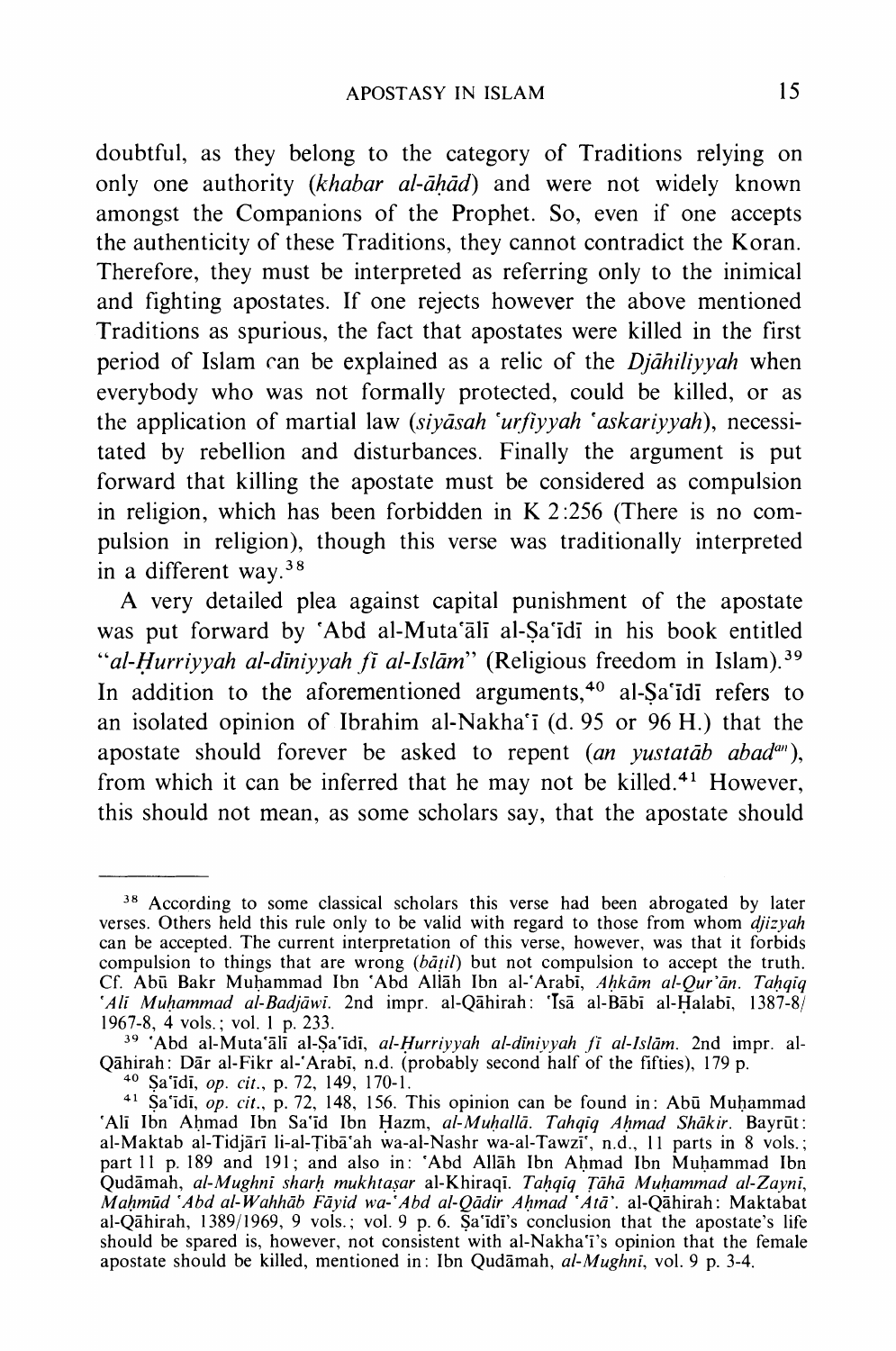doubtful, as they belong to the category of Traditions relying on only one authority (*khabar al-āḥād*) and were not widely known amongst the Companions of the Prophet. So, even if one accepts the authenticity of these Traditions, they cannot contradict the Koran. Therefore, they must be interpreted as referring only to the inimical and fighting apostates. If one rejects however the above mentioned Traditions as spurious, the fact that apostates were killed in the first period of Islam can be explained as a relic of the *Djāhiliyyah* when everybody who was not formally protected, could be killed, or as the application of martial law (*siyāsah ʿurfiyyah ʿaskariyyah*), necessitated by rebellion and disturbances. Finally the argument is put forward that killing the apostate must be considered as compulsion in religion, which has been forbidden in K 2:256 (There is no compulsion in religion), though this verse was traditionally interpreted in a different way.[38]

A very detailed plea against capital punishment of the apostate was put forward by ʿAbd al-Mutaʿālī al-Ṣaʿīdī in his book entitled "*al-Ḥurriyyah al-dīniyyah fī al-Islām*" (Religious freedom in Islam).[39] In addition to the aforementioned arguments,[40] al-Ṣaʿīdī refers to an isolated opinion of Ibrahim al-Nakhaʿī (d. 95 or 96 H.) that the apostate should forever be asked to repent (*an yustatāb abadan*), from which it can be inferred that he may not be killed.[41] However, this should not mean, as some scholars say, that the apostate should

---

[38] According to some classical scholars this verse had been abrogated by later verses. Others held this rule only to be valid with regard to those from whom *djizyah* can be accepted. The current interpretation of this verse, however, was that it forbids compulsion to things that are wrong (*bāṭil*) but not compulsion to accept the truth. Cf. Abū Bakr Muḥammad Ibn ʿAbd Allāh Ibn al-ʿArabī, *Aḥkām al-Qurʾān*. *Taḥqīq ʿAlī Muḥammad al-Badjāwī*. 2nd impr. al-Qāhirah: ʿĪsā al-Bābī al-Ḥalabī, 1387-8/1967-8, 4 vols.; vol. 1 p. 233.

[39] ʿAbd al-Mutaʿālī al-Ṣaʿīdī, *al-Ḥurriyyah al-dīniyyah fī al-Islām*. 2nd impr. al-Qāhirah: Dār al-Fikr al-ʿArabī, n.d. (probably second half of the fifties), 179 p.

[40] Ṣaʿīdī, *op. cit.*, p. 72, 149, 170-1.

[41] Ṣaʿīdī, *op. cit.*, p. 72, 148, 156. This opinion can be found in: Abū Muḥammad ʿAlī Ibn Aḥmad Ibn Saʿīd Ibn Ḥazm, *al-Muḥallā*. *Taḥqīq Aḥmad Shākir*. Bayrūt: al-Maktab al-Tidjārī li-al-Ṭibāʿah wa-al-Nashr wa-al-Tawzīʿ, n.d., 11 parts in 8 vols.; part 11 p. 189 and 191; and also in: ʿAbd Allāh Ibn Aḥmad Ibn Muḥammad Ibn Qudāmah, *al-Mughnī sharḥ mukhtaṣar* al-Khiraqī. *Taḥqīq Ṭāhā Muḥammad al-Zaynī, Maḥmūd ʿAbd al-Wahhāb Fāyid wa-ʿAbd al-Qādir Aḥmad ʿAṭāʾ*. al-Qāhirah: Maktabat al-Qāhirah, 1389/1969, 9 vols.; vol. 9 p. 6. Ṣaʿīdī's conclusion that the apostate's life should be spared is, however, not consistent with al-Nakhaʿī's opinion that the female apostate should be killed, mentioned in: Ibn Qudāmah, *al-Mughnī*, vol. 9 p. 3-4.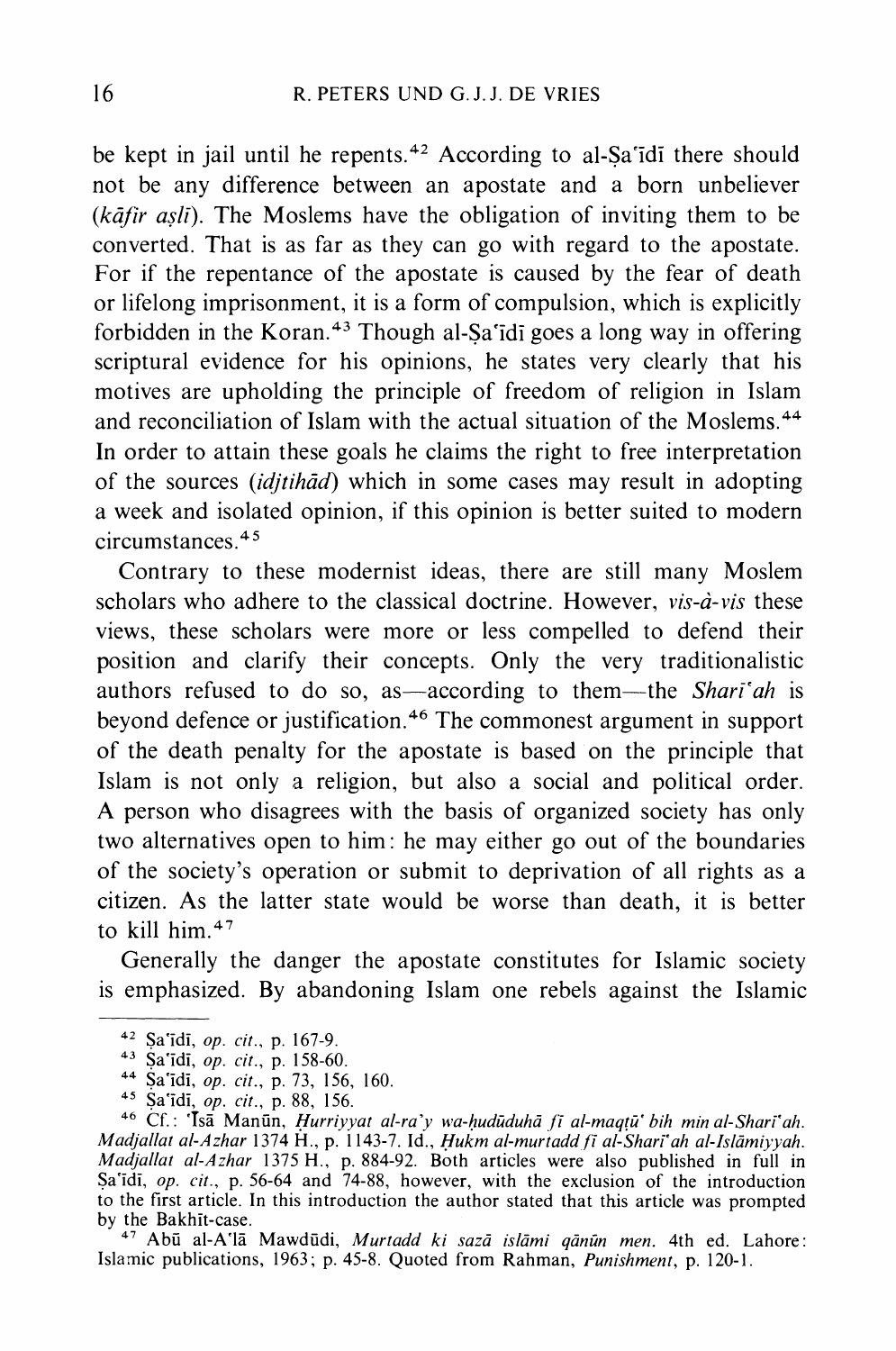be kept in jail until he repents.[42] According to al-Ṣaʿīdī there should not be any difference between an apostate and a born unbeliever (*kāfir aṣlī*). The Moslems have the obligation of inviting them to be converted. That is as far as they can go with regard to the apostate. For if the repentance of the apostate is caused by the fear of death or lifelong imprisonment, it is a form of compulsion, which is explicitly forbidden in the Koran.[43] Though al-Ṣaʿīdī goes a long way in offering scriptural evidence for his opinions, he states very clearly that his motives are upholding the principle of freedom of religion in Islam and reconciliation of Islam with the actual situation of the Moslems.[44] In order to attain these goals he claims the right to free interpretation of the sources (*idjtihād*) which in some cases may result in adopting a week and isolated opinion, if this opinion is better suited to modern circumstances.[45]

Contrary to these modernist ideas, there are still many Moslem scholars who adhere to the classical doctrine. However, *vis-à-vis* these views, these scholars were more or less compelled to defend their position and clarify their concepts. Only the very traditionalistic authors refused to do so, as—according to them—the *Sharīʿah* is beyond defence or justification.[46] The commonest argument in support of the death penalty for the apostate is based on the principle that Islam is not only a religion, but also a social and political order. A person who disagrees with the basis of organized society has only two alternatives open to him: he may either go out of the boundaries of the society's operation or submit to deprivation of all rights as a citizen. As the latter state would be worse than death, it is better to kill him.[47]

Generally the danger the apostate constitutes for Islamic society is emphasized. By abandoning Islam one rebels against the Islamic

---

[42] Ṣaʿīdī, *op. cit.*, p. 167-9.

[43] Ṣaʿīdī, *op. cit.*, p. 158-60.

[44] Ṣaʿīdī, *op. cit.*, p. 73, 156, 160.

[45] Ṣaʿīdī, *op. cit.*, p. 88, 156.

[46] Cf.: ʿĪsā Manūn, *Ḥurriyyat al-raʾy wa-ḥudūduhā fī al-maqṭūʿ bih min al-Sharīʿah. Madjallat al-Azhar* 1374 H., p. 1143-7. Id., *Ḥukm al-murtadd fī al-Sharīʿah al-Islāmiyyah. Madjallat al-Azhar* 1375 H., p. 884-92. Both articles were also published in full in Ṣaʿīdī, *op. cit.*, p. 56-64 and 74-88, however, with the exclusion of the introduction to the first article. In this introduction the author stated that this article was prompted by the Bakhīt-case.

[47] Abū al-Aʿlā Mawdūdi, *Murtadd ki sazā islāmi qānūn men*. 4th ed. Lahore: Islamic publications, 1963; p. 45-8. Quoted from Rahman, *Punishment*, p. 120-1.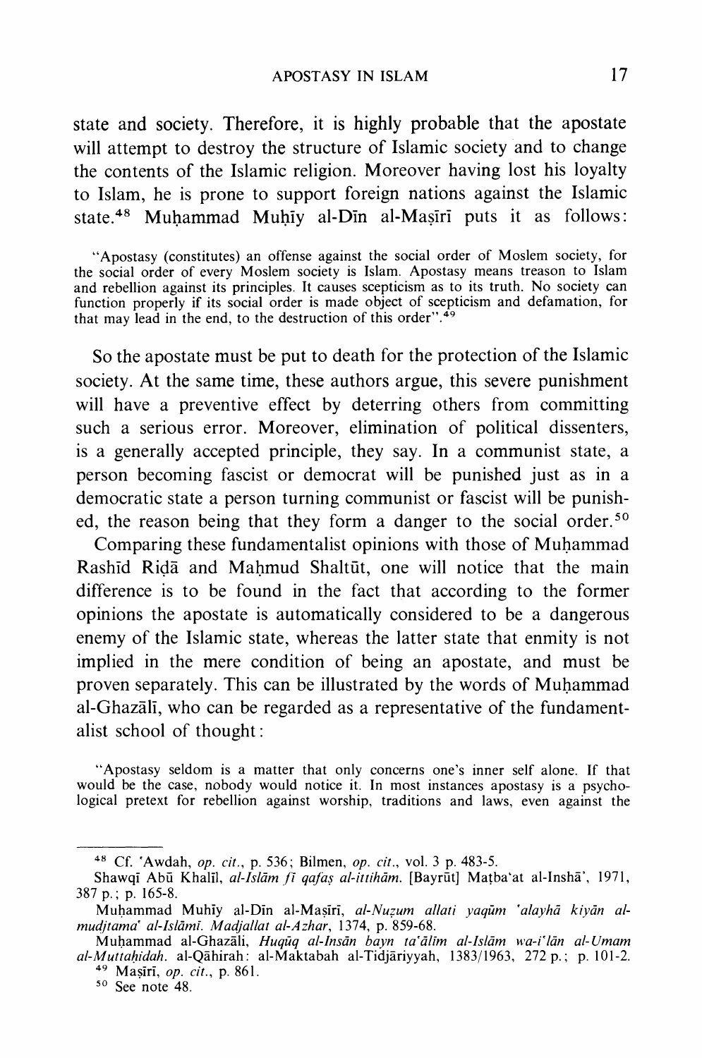state and society. Therefore, it is highly probable that the apostate will attempt to destroy the structure of Islamic society and to change the contents of the Islamic religion. Moreover having lost his loyalty to Islam, he is prone to support foreign nations against the Islamic state.[48] Muḥammad Muḥīy al-Dīn al-Maṣīrī puts it as follows:

> "Apostasy (constitutes) an offense against the social order of Moslem society, for the social order of every Moslem society is Islam. Apostasy means treason to Islam and rebellion against its principles. It causes scepticism as to its truth. No society can function properly if its social order is made object of scepticism and defamation, for that may lead in the end, to the destruction of this order".[49]

So the apostate must be put to death for the protection of the Islamic society. At the same time, these authors argue, this severe punishment will have a preventive effect by deterring others from committing such a serious error. Moreover, elimination of political dissenters, is a generally accepted principle, they say. In a communist state, a person becoming fascist or democrat will be punished just as in a democratic state a person turning communist or fascist will be punished, the reason being that they form a danger to the social order.[50]

Comparing these fundamentalist opinions with those of Muḥammad Rashīd Riḍā and Maḥmud Shaltūt, one will notice that the main difference is to be found in the fact that according to the former opinions the apostate is automatically considered to be a dangerous enemy of the Islamic state, whereas the latter state that enmity is not implied in the mere condition of being an apostate, and must be proven separately. This can be illustrated by the words of Muḥammad al-Ghazālī, who can be regarded as a representative of the fundamentalist school of thought:

> "Apostasy seldom is a matter that only concerns one's inner self alone. If that would be the case, nobody would notice it. In most instances apostasy is a psychological pretext for rebellion against worship, traditions and laws, even against the

---

[48] Cf. 'Awdah, *op. cit.*, p. 536; Bilmen, *op. cit.*, vol. 3 p. 483-5.
Shawqī Abū Khalīl, *al-Islām fī qafaṣ al-ittihām*. [Bayrūt] Maṭba'at al-Inshā', 1971, 387 p.; p. 165-8.
Muḥammad Muḥīy al-Dīn al-Maṣīrī, *al-Nuẓum allati yaqūm 'alayhā kiyān al-mudjtama' al-Islāmī. Madjallat al-Azhar*, 1374, p. 859-68.
Muḥammad al-Ghazālī, *Ḥuqūq al-Insān bayn ta'ālīm al-Islām wa-i'lān al-Umam al-Muttaḥidah*. al-Qāhirah: al-Maktabah al-Tidjāriyyah, 1383/1963, 272 p.; p. 101-2.

[49] Maṣīrī, *op. cit.*, p. 861.

[50] See note 48.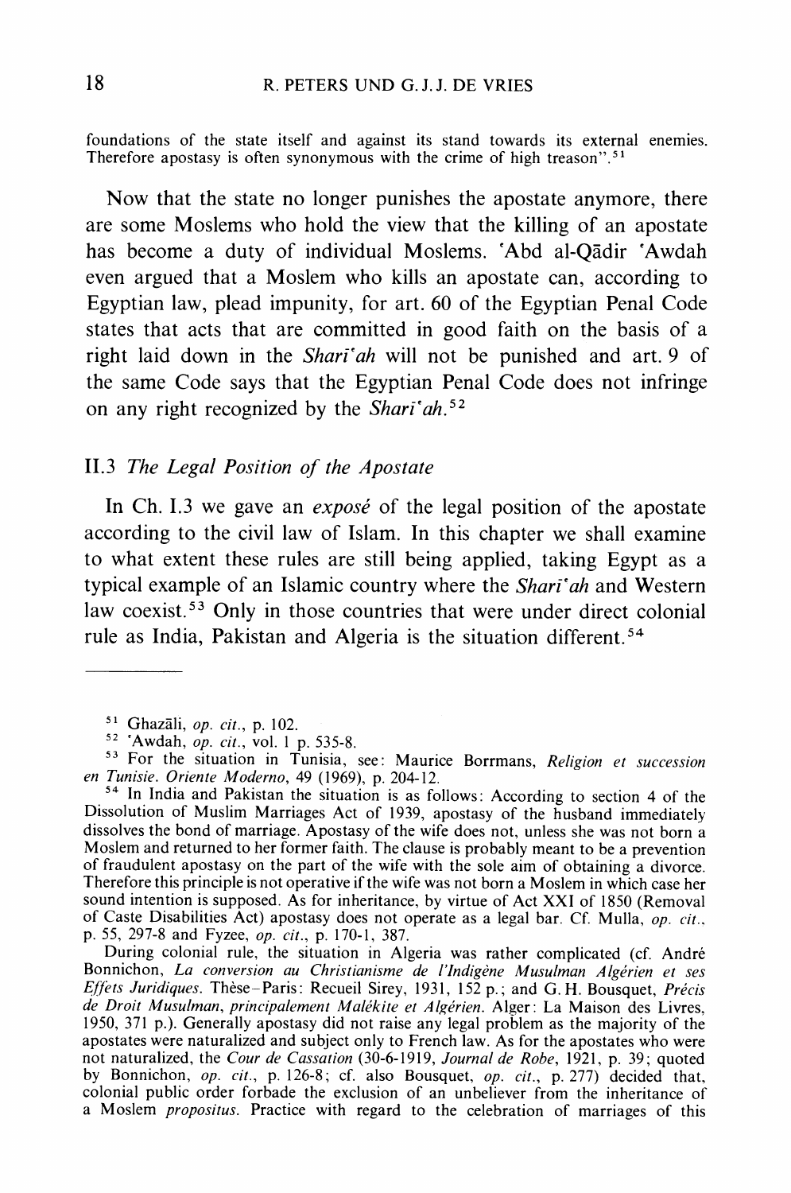foundations of the state itself and against its stand towards its external enemies. Therefore apostasy is often synonymous with the crime of high treason".[51]

Now that the state no longer punishes the apostate anymore, there are some Moslems who hold the view that the killing of an apostate has become a duty of individual Moslems. 'Abd al-Qādir 'Awdah even argued that a Moslem who kills an apostate can, according to Egyptian law, plead impunity, for art. 60 of the Egyptian Penal Code states that acts that are committed in good faith on the basis of a right laid down in the *Sharī'ah* will not be punished and art. 9 of the same Code says that the Egyptian Penal Code does not infringe on any right recognized by the *Sharī'ah*.[52]

### II.3 *The Legal Position of the Apostate*

In Ch. I.3 we gave an *exposé* of the legal position of the apostate according to the civil law of Islam. In this chapter we shall examine to what extent these rules are still being applied, taking Egypt as a typical example of an Islamic country where the *Sharī'ah* and Western law coexist.[53] Only in those countries that were under direct colonial rule as India, Pakistan and Algeria is the situation different.[54]

---

[51] Ghazāli, *op. cit.*, p. 102.

[52] 'Awdah, *op. cit.*, vol. 1 p. 535-8.

[53] For the situation in Tunisia, see: Maurice Borrmans, *Religion et succession en Tunisie*. *Oriente Moderno*, 49 (1969), p. 204-12.

[54] In India and Pakistan the situation is as follows: According to section 4 of the Dissolution of Muslim Marriages Act of 1939, apostasy of the husband immediately dissolves the bond of marriage. Apostasy of the wife does not, unless she was not born a Moslem and returned to her former faith. The clause is probably meant to be a prevention of fraudulent apostasy on the part of the wife with the sole aim of obtaining a divorce. Therefore this principle is not operative if the wife was not born a Moslem in which case her sound intention is supposed. As for inheritance, by virtue of Act XXI of 1850 (Removal of Caste Disabilities Act) apostasy does not operate as a legal bar. Cf. Mulla, *op. cit.*, p. 55, 297-8 and Fyzee, *op. cit.*, p. 170-1, 387.

During colonial rule, the situation in Algeria was rather complicated (cf. André Bonnichon, *La conversion au Christianisme de l'Indigène Musulman Algérien et ses Effets Juridiques*. Thèse-Paris: Recueil Sirey, 1931, 152 p.; and G. H. Bousquet, *Précis de Droit Musulman, principalement Malékite et Algérien*. Alger: La Maison des Livres, 1950, 371 p.). Generally apostasy did not raise any legal problem as the majority of the apostates were naturalized and subject only to French law. As for the apostates who were not naturalized, the *Cour de Cassation* (30-6-1919, *Journal de Robe*, 1921, p. 39; quoted by Bonnichon, *op. cit.*, p. 126-8; cf. also Bousquet, *op. cit.*, p. 277) decided that, colonial public order forbade the exclusion of an unbeliever from the inheritance of a Moslem *propositus*. Practice with regard to the celebration of marriages of this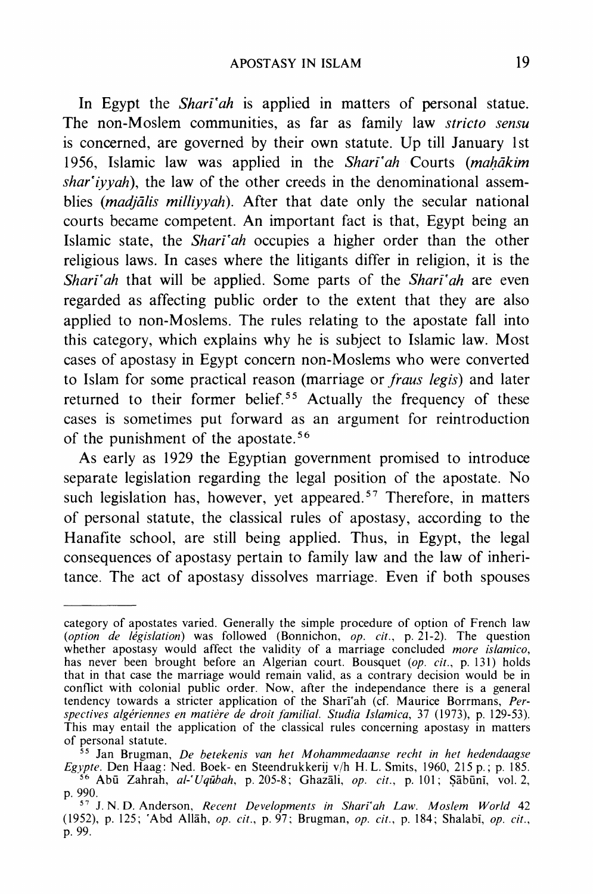In Egypt the *Sharī'ah* is applied in matters of personal statue. The non-Moslem communities, as far as family law *stricto sensu* is concerned, are governed by their own statute. Up till January 1st 1956, Islamic law was applied in the *Sharī'ah* Courts (*maḥākim shar'iyyah*), the law of the other creeds in the denominational assemblies (*madjālis milliyyah*). After that date only the secular national courts became competent. An important fact is that, Egypt being an Islamic state, the *Sharī'ah* occupies a higher order than the other religious laws. In cases where the litigants differ in religion, it is the *Sharī'ah* that will be applied. Some parts of the *Sharī'ah* are even regarded as affecting public order to the extent that they are also applied to non-Moslems. The rules relating to the apostate fall into this category, which explains why he is subject to Islamic law. Most cases of apostasy in Egypt concern non-Moslems who were converted to Islam for some practical reason (marriage or *fraus legis*) and later returned to their former belief.[55] Actually the frequency of these cases is sometimes put forward as an argument for reintroduction of the punishment of the apostate.[56]

As early as 1929 the Egyptian government promised to introduce separate legislation regarding the legal position of the apostate. No such legislation has, however, yet appeared.[57] Therefore, in matters of personal statute, the classical rules of apostasy, according to the Hanafite school, are still being applied. Thus, in Egypt, the legal consequences of apostasy pertain to family law and the law of inheritance. The act of apostasy dissolves marriage. Even if both spouses

---

category of apostates varied. Generally the simple procedure of option of French law (*option de législation*) was followed (Bonnichon, *op. cit.*, p. 21-2). The question whether apostasy would affect the validity of a marriage concluded *more islamico*, has never been brought before an Algerian court. Bousquet (*op. cit.*, p. 131) holds that in that case the marriage would remain valid, as a contrary decision would be in conflict with colonial public order. Now, after the independance there is a general tendency towards a stricter application of the Sharī'ah (cf. Maurice Borrmans, *Perspectives algériennes en matière de droit familial. Studia Islamica*, 37 (1973), p. 129-53). This may entail the application of the classical rules concerning apostasy in matters of personal statute.

[55] Jan Brugman, *De betekenis van het Mohammedaanse recht in het hedendaagse Egypte*. Den Haag: Ned. Boek- en Steendrukkerij v/h H. L. Smits, 1960, 215 p.; p. 185.

[56] Abū Zahrah, *al-'Uqūbah*, p. 205-8; Ghazālī, *op. cit.*, p. 101; Ṣābūnī, vol. 2, p. 990.

[57] J. N. D. Anderson, *Recent Developments in Sharī'ah Law. Moslem World* 42 (1952), p. 125; 'Abd Allāh, *op. cit.*, p. 97; Brugman, *op. cit.*, p. 184; Shalabī, *op. cit.*, p. 99.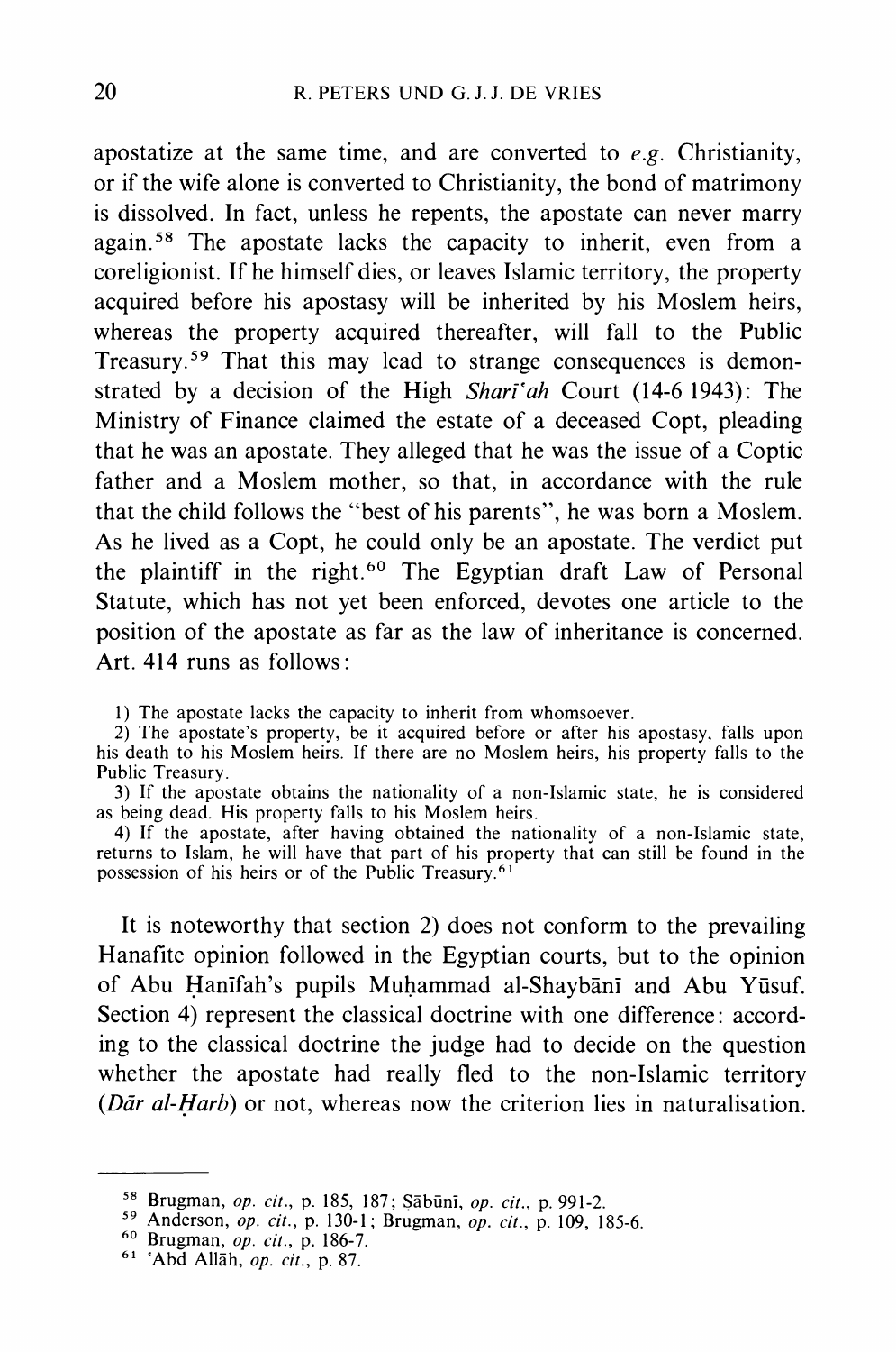apostatize at the same time, and are converted to *e.g.* Christianity, or if the wife alone is converted to Christianity, the bond of matrimony is dissolved. In fact, unless he repents, the apostate can never marry again.[58] The apostate lacks the capacity to inherit, even from a coreligionist. If he himself dies, or leaves Islamic territory, the property acquired before his apostasy will be inherited by his Moslem heirs, whereas the property acquired thereafter, will fall to the Public Treasury.[59] That this may lead to strange consequences is demonstrated by a decision of the High *Sharī'ah* Court (14-6 1943): The Ministry of Finance claimed the estate of a deceased Copt, pleading that he was an apostate. They alleged that he was the issue of a Coptic father and a Moslem mother, so that, in accordance with the rule that the child follows the "best of his parents", he was born a Moslem. As he lived as a Copt, he could only be an apostate. The verdict put the plaintiff in the right.[60] The Egyptian draft Law of Personal Statute, which has not yet been enforced, devotes one article to the position of the apostate as far as the law of inheritance is concerned. Art. 414 runs as follows:

> 1) The apostate lacks the capacity to inherit from whomsoever.
>
> 2) The apostate's property, be it acquired before or after his apostasy, falls upon his death to his Moslem heirs. If there are no Moslem heirs, his property falls to the Public Treasury.
>
> 3) If the apostate obtains the nationality of a non-Islamic state, he is considered as being dead. His property falls to his Moslem heirs.
>
> 4) If the apostate, after having obtained the nationality of a non-Islamic state, returns to Islam, he will have that part of his property that can still be found in the possession of his heirs or of the Public Treasury.[61]

It is noteworthy that section 2) does not conform to the prevailing Hanafite opinion followed in the Egyptian courts, but to the opinion of Abu Ḥanīfah's pupils Muḥammad al-Shaybānī and Abu Yūsuf. Section 4) represent the classical doctrine with one difference: according to the classical doctrine the judge had to decide on the question whether the apostate had really fled to the non-Islamic territory (*Dār al-Ḥarb*) or not, whereas now the criterion lies in naturalisation.

---

[58] Brugman, *op. cit.*, p. 185, 187; Ṣābūnī, *op. cit.*, p. 991-2.

[59] Anderson, *op. cit.*, p. 130-1; Brugman, *op. cit.*, p. 109, 185-6.

[60] Brugman, *op. cit.*, p. 186-7.

[61] 'Abd Allāh, *op. cit.*, p. 87.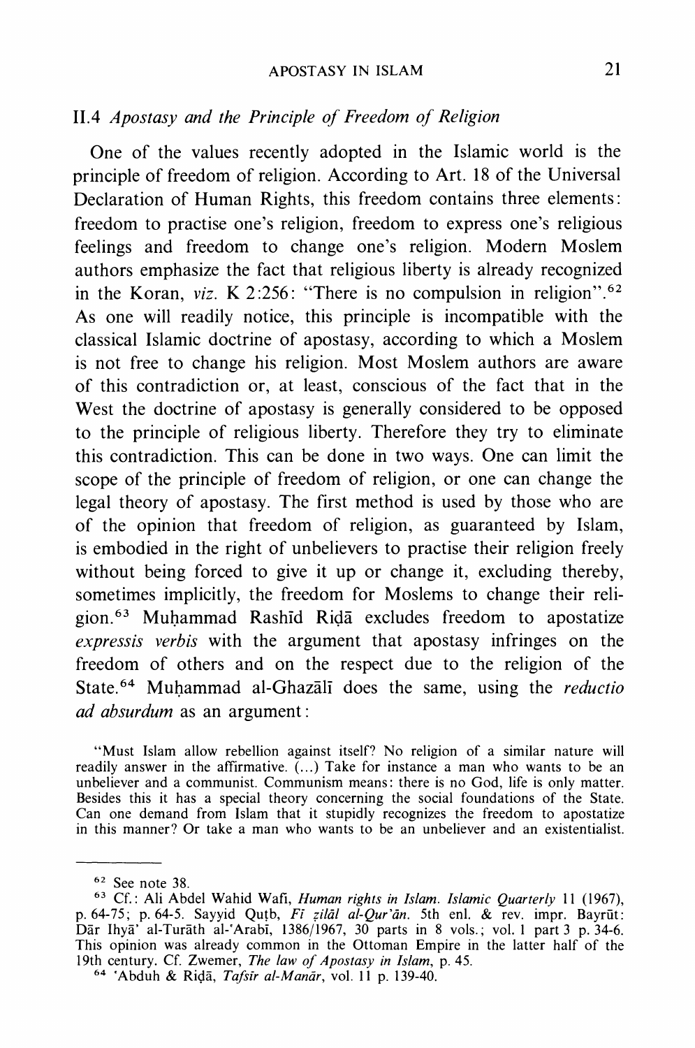### II.4 *Apostasy and the Principle of Freedom of Religion*

One of the values recently adopted in the Islamic world is the principle of freedom of religion. According to Art. 18 of the Universal Declaration of Human Rights, this freedom contains three elements: freedom to practise one's religion, freedom to express one's religious feelings and freedom to change one's religion. Modern Moslem authors emphasize the fact that religious liberty is already recognized in the Koran, *viz.* K 2:256: "There is no compulsion in religion".[62] As one will readily notice, this principle is incompatible with the classical Islamic doctrine of apostasy, according to which a Moslem is not free to change his religion. Most Moslem authors are aware of this contradiction or, at least, conscious of the fact that in the West the doctrine of apostasy is generally considered to be opposed to the principle of religious liberty. Therefore they try to eliminate this contradiction. This can be done in two ways. One can limit the scope of the principle of freedom of religion, or one can change the legal theory of apostasy. The first method is used by those who are of the opinion that freedom of religion, as guaranteed by Islam, is embodied in the right of unbelievers to practise their religion freely without being forced to give it up or change it, excluding thereby, sometimes implicitly, the freedom for Moslems to change their religion.[63] Muḥammad Rashīd Riḍā excludes freedom to apostatize *expressis verbis* with the argument that apostasy infringes on the freedom of others and on the respect due to the religion of the State.[64] Muḥammad al-Ghazālī does the same, using the *reductio ad absurdum* as an argument:

> "Must Islam allow rebellion against itself? No religion of a similar nature will readily answer in the affirmative. (...) Take for instance a man who wants to be an unbeliever and a communist. Communism means: there is no God, life is only matter. Besides this it has a special theory concerning the social foundations of the State. Can one demand from Islam that it stupidly recognizes the freedom to apostatize in this manner? Or take a man who wants to be an unbeliever and an existentialist.

---

[62] See note 38.

[63] Cf.: Ali Abdel Wahid Wafi, *Human rights in Islam. Islamic Quarterly* 11 (1967), p. 64-75; p. 64-5. Sayyid Quṭb, *Fī ẓilāl al-Qur'ān.* 5th enl. & rev. impr. Bayrūt: Dār Iḥyā' al-Turāth al-'Arabī, 1386/1967, 30 parts in 8 vols.; vol. 1 part 3 p. 34-6. This opinion was already common in the Ottoman Empire in the latter half of the 19th century. Cf. Zwemer, *The law of Apostasy in Islam*, p. 45.

[64] 'Abduh & Riḍā, *Tafsīr al-Manār*, vol. 11 p. 139-40.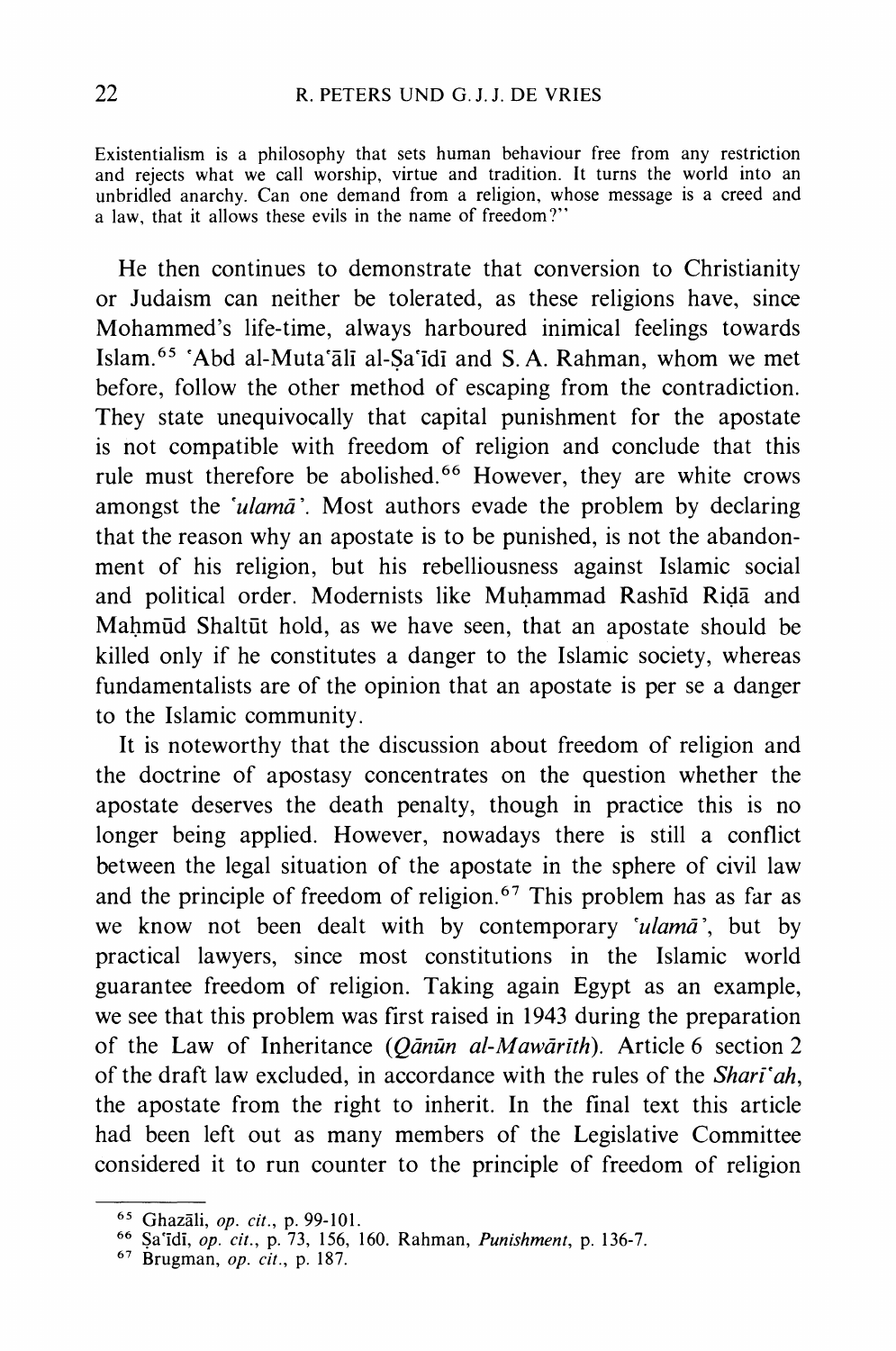Existentialism is a philosophy that sets human behaviour free from any restriction and rejects what we call worship, virtue and tradition. It turns the world into an unbridled anarchy. Can one demand from a religion, whose message is a creed and a law, that it allows these evils in the name of freedom?"

He then continues to demonstrate that conversion to Christianity or Judaism can neither be tolerated, as these religions have, since Mohammed's life-time, always harboured inimical feelings towards Islam.[65] ʿAbd al-Mutaʿālī al-Ṣaʿīdī and S. A. Rahman, whom we met before, follow the other method of escaping from the contradiction. They state unequivocally that capital punishment for the apostate is not compatible with freedom of religion and conclude that this rule must therefore be abolished.[66] However, they are white crows amongst the *ʿulamāʾ*. Most authors evade the problem by declaring that the reason why an apostate is to be punished, is not the abandonment of his religion, but his rebelliousness against Islamic social and political order. Modernists like Muḥammad Rashīd Riḍā and Maḥmūd Shaltūt hold, as we have seen, that an apostate should be killed only if he constitutes a danger to the Islamic society, whereas fundamentalists are of the opinion that an apostate is per se a danger to the Islamic community.

It is noteworthy that the discussion about freedom of religion and the doctrine of apostasy concentrates on the question whether the apostate deserves the death penalty, though in practice this is no longer being applied. However, nowadays there is still a conflict between the legal situation of the apostate in the sphere of civil law and the principle of freedom of religion.[67] This problem has as far as we know not been dealt with by contemporary *ʿulamāʾ*, but by practical lawyers, since most constitutions in the Islamic world guarantee freedom of religion. Taking again Egypt as an example, we see that this problem was first raised in 1943 during the preparation of the Law of Inheritance (*Qānūn al-Mawārīth*). Article 6 section 2 of the draft law excluded, in accordance with the rules of the *Sharīʿah*, the apostate from the right to inherit. In the final text this article had been left out as many members of the Legislative Committee considered it to run counter to the principle of freedom of religion

---

[65] Ghazāli, *op. cit.*, p. 99-101.

[66] Ṣaʿīdī, *op. cit.*, p. 73, 156, 160. Rahman, *Punishment*, p. 136-7.

[67] Brugman, *op. cit.*, p. 187.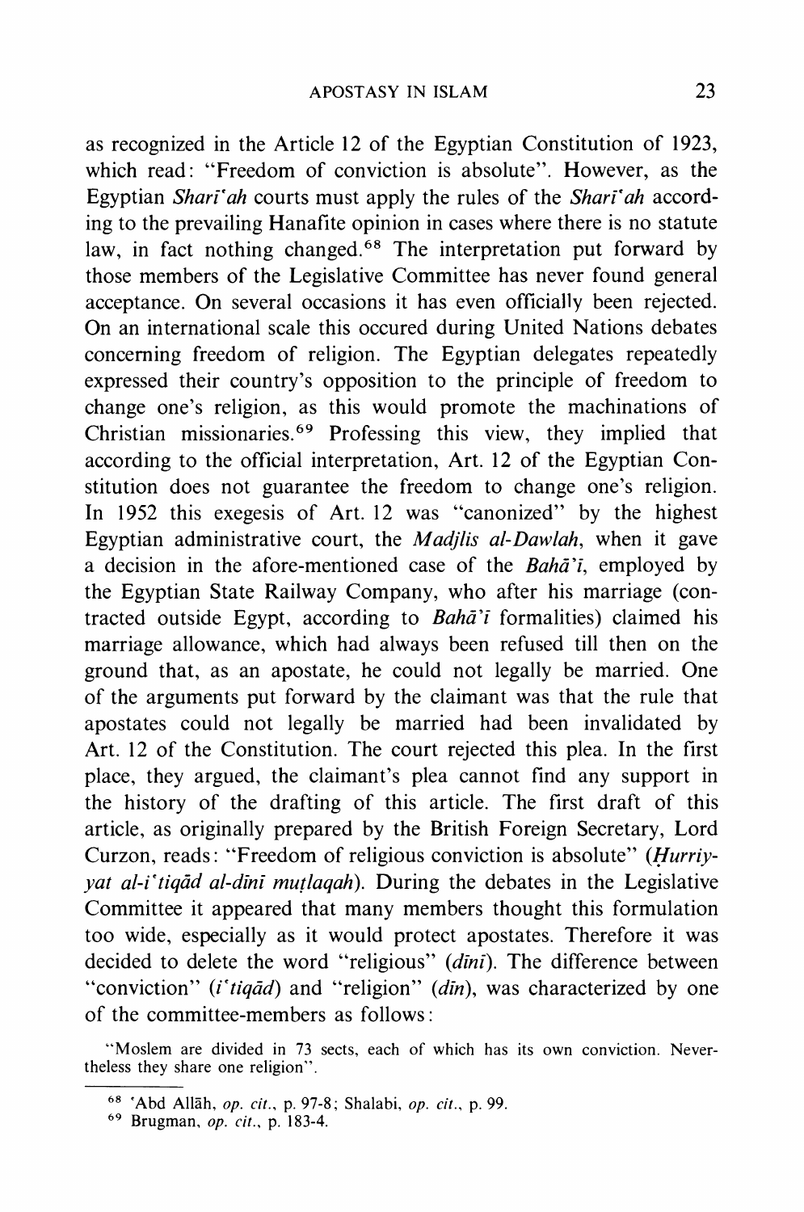as recognized in the Article 12 of the Egyptian Constitution of 1923, which read: "Freedom of conviction is absolute". However, as the Egyptian *Sharī'ah* courts must apply the rules of the *Sharī'ah* according to the prevailing Hanafite opinion in cases where there is no statute law, in fact nothing changed.[68] The interpretation put forward by those members of the Legislative Committee has never found general acceptance. On several occasions it has even officially been rejected. On an international scale this occured during United Nations debates concerning freedom of religion. The Egyptian delegates repeatedly expressed their country's opposition to the principle of freedom to change one's religion, as this would promote the machinations of Christian missionaries.[69] Professing this view, they implied that according to the official interpretation, Art. 12 of the Egyptian Constitution does not guarantee the freedom to change one's religion. In 1952 this exegesis of Art. 12 was "canonized" by the highest Egyptian administrative court, the *Madjlis al-Dawlah*, when it gave a decision in the afore-mentioned case of the *Bahā'ī*, employed by the Egyptian State Railway Company, who after his marriage (contracted outside Egypt, according to *Bahā'ī* formalities) claimed his marriage allowance, which had always been refused till then on the ground that, as an apostate, he could not legally be married. One of the arguments put forward by the claimant was that the rule that apostates could not legally be married had been invalidated by Art. 12 of the Constitution. The court rejected this plea. In the first place, they argued, the claimant's plea cannot find any support in the history of the drafting of this article. The first draft of this article, as originally prepared by the British Foreign Secretary, Lord Curzon, reads: "Freedom of religious conviction is absolute" (*Ḥurriyyat al-i'tiqād al-dīnī muṭlaqah*). During the debates in the Legislative Committee it appeared that many members thought this formulation too wide, especially as it would protect apostates. Therefore it was decided to delete the word "religious" (*dīnī*). The difference between "conviction" (*i'tiqād*) and "religion" (*dīn*), was characterized by one of the committee-members as follows:

> "Moslem are divided in 73 sects, each of which has its own conviction. Nevertheless they share one religion".

---

[68] 'Abd Allāh, *op. cit.*, p. 97-8; Shalabi, *op. cit.*, p. 99.

[69] Brugman, *op. cit.*, p. 183-4.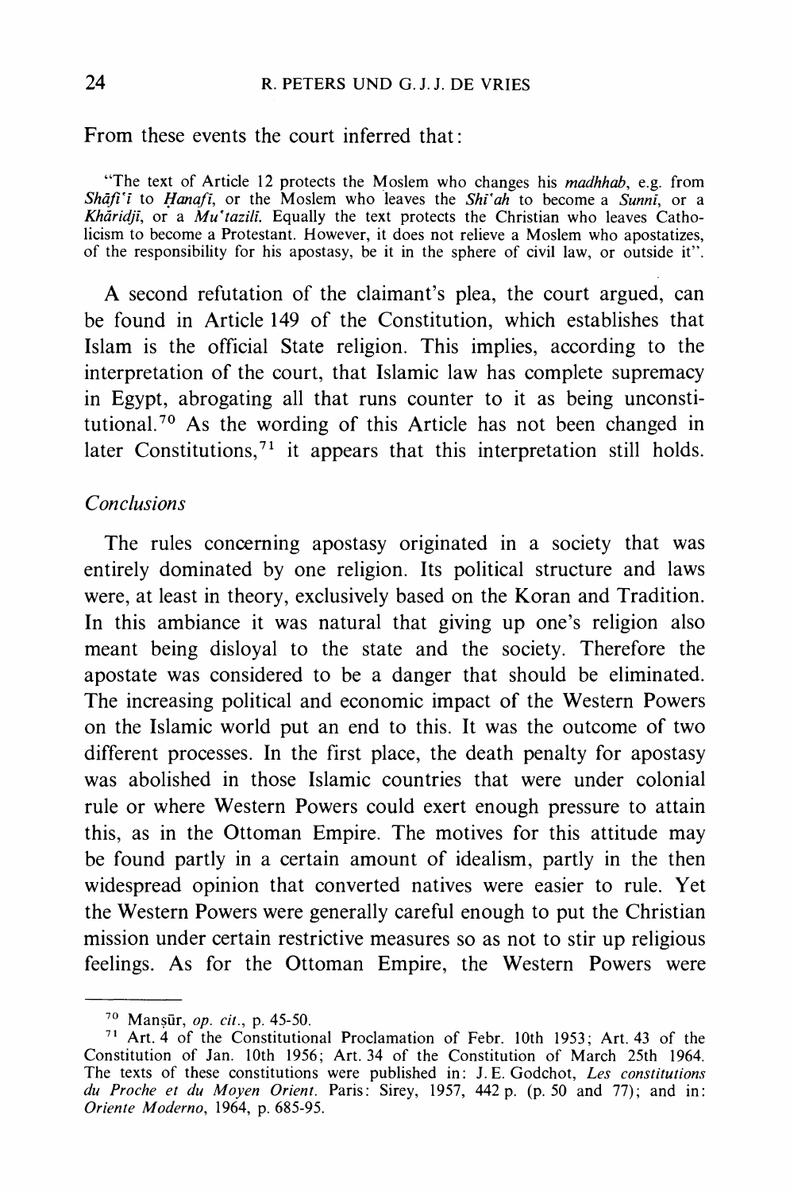From these events the court inferred that:

> "The text of Article 12 protects the Moslem who changes his *madhhab*, e.g. from *Shāfi'ī* to *Ḥanafī*, or the Moslem who leaves the *Shī'ah* to become a *Sunnī*, or a *Khāridjī*, or a *Mu'tazilī*. Equally the text protects the Christian who leaves Catholicism to become a Protestant. However, it does not relieve a Moslem who apostatizes, of the responsibility for his apostasy, be it in the sphere of civil law, or outside it".

A second refutation of the claimant's plea, the court argued, can be found in Article 149 of the Constitution, which establishes that Islam is the official State religion. This implies, according to the interpretation of the court, that Islamic law has complete supremacy in Egypt, abrogating all that runs counter to it as being unconstitutional.[70] As the wording of this Article has not been changed in later Constitutions,[71] it appears that this interpretation still holds.

## *Conclusions*

The rules concerning apostasy originated in a society that was entirely dominated by one religion. Its political structure and laws were, at least in theory, exclusively based on the Koran and Tradition. In this ambiance it was natural that giving up one's religion also meant being disloyal to the state and the society. Therefore the apostate was considered to be a danger that should be eliminated. The increasing political and economic impact of the Western Powers on the Islamic world put an end to this. It was the outcome of two different processes. In the first place, the death penalty for apostasy was abolished in those Islamic countries that were under colonial rule or where Western Powers could exert enough pressure to attain this, as in the Ottoman Empire. The motives for this attitude may be found partly in a certain amount of idealism, partly in the then widespread opinion that converted natives were easier to rule. Yet the Western Powers were generally careful enough to put the Christian mission under certain restrictive measures so as not to stir up religious feelings. As for the Ottoman Empire, the Western Powers were

---

[70] Manṣūr, *op. cit.*, p. 45-50.

[71] Art. 4 of the Constitutional Proclamation of Febr. 10th 1953; Art. 43 of the Constitution of Jan. 10th 1956; Art. 34 of the Constitution of March 25th 1964. The texts of these constitutions were published in: J. E. Godchot, *Les constitutions du Proche et du Moyen Orient*. Paris: Sirey, 1957, 442 p. (p. 50 and 77); and in: *Oriente Moderno*, 1964, p. 685-95.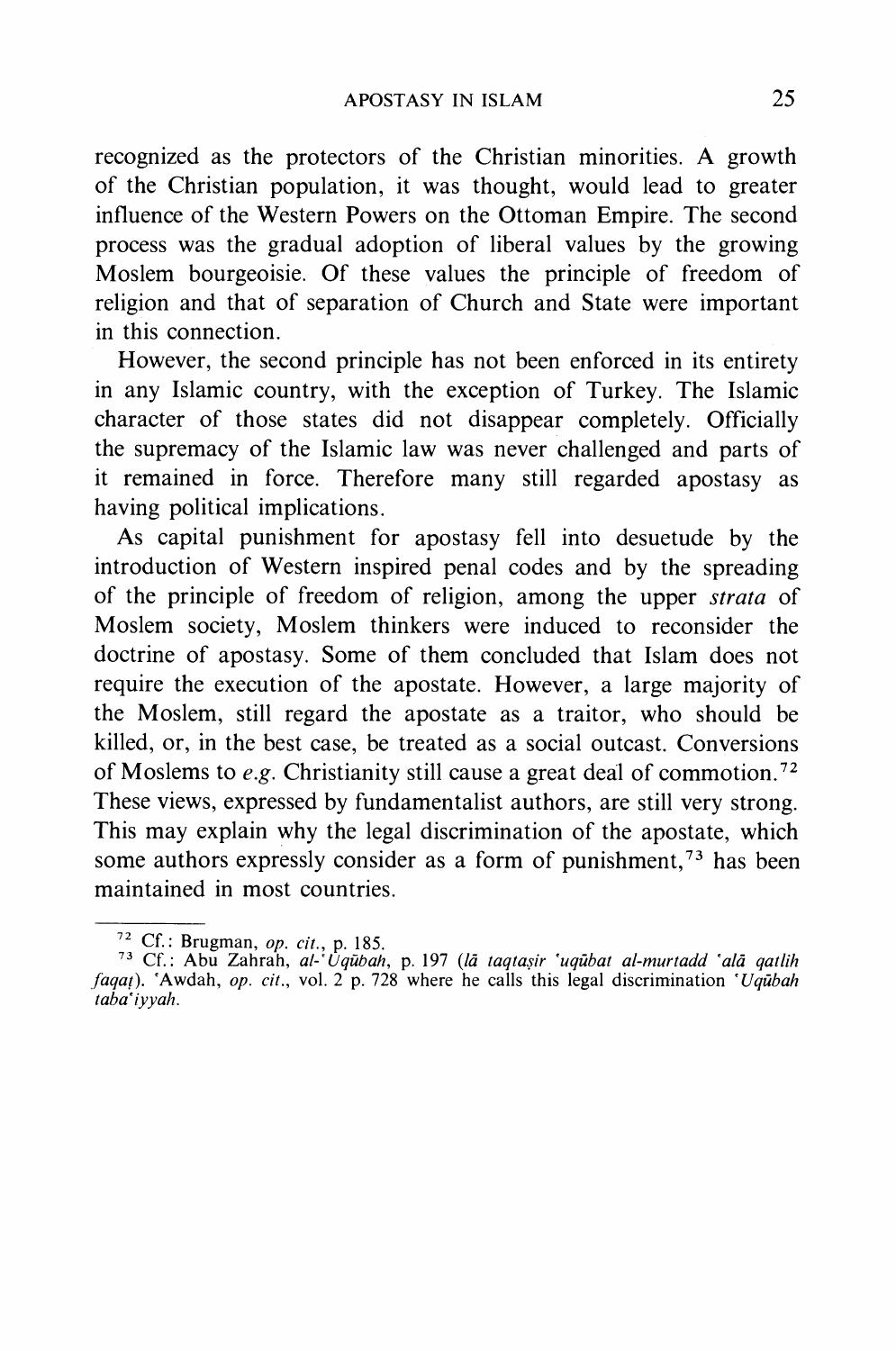recognized as the protectors of the Christian minorities. A growth of the Christian population, it was thought, would lead to greater influence of the Western Powers on the Ottoman Empire. The second process was the gradual adoption of liberal values by the growing Moslem bourgeoisie. Of these values the principle of freedom of religion and that of separation of Church and State were important in this connection.

However, the second principle has not been enforced in its entirety in any Islamic country, with the exception of Turkey. The Islamic character of those states did not disappear completely. Officially the supremacy of the Islamic law was never challenged and parts of it remained in force. Therefore many still regarded apostasy as having political implications.

As capital punishment for apostasy fell into desuetude by the introduction of Western inspired penal codes and by the spreading of the principle of freedom of religion, among the upper *strata* of Moslem society, Moslem thinkers were induced to reconsider the doctrine of apostasy. Some of them concluded that Islam does not require the execution of the apostate. However, a large majority of the Moslem, still regard the apostate as a traitor, who should be killed, or, in the best case, be treated as a social outcast. Conversions of Moslems to *e.g.* Christianity still cause a great deal of commotion.[72] These views, expressed by fundamentalist authors, are still very strong. This may explain why the legal discrimination of the apostate, which some authors expressly consider as a form of punishment,[73] has been maintained in most countries.

---

[72] Cf.: Brugman, *op. cit.*, p. 185.

[73] Cf.: Abu Zahrah, *al-'Uqūbah*, p. 197 (*lā taqtaṣir 'uqūbat al-murtadd 'alā qatlih faqaṭ*). 'Awdah, *op. cit.*, vol. 2 p. 728 where he calls this legal discrimination *'Uqūbah taba'iyyah.*